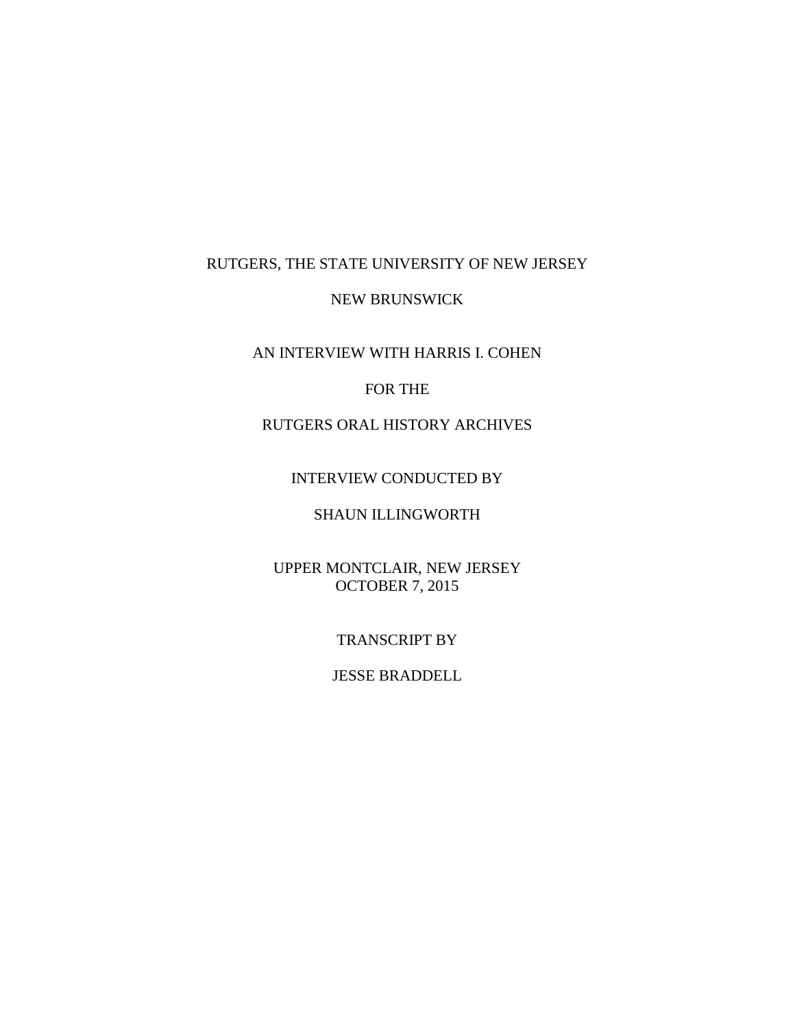RUTGERS, THE STATE UNIVERSITY OF NEW JERSEY

NEW BRUNSWICK

AN INTERVIEW WITH HARRIS I. COHEN

FOR THE

RUTGERS ORAL HISTORY ARCHIVES

INTERVIEW CONDUCTED BY

SHAUN ILLINGWORTH

UPPER MONTCLAIR, NEW JERSEY
OCTOBER 7, 2015

TRANSCRIPT BY

JESSE BRADDELL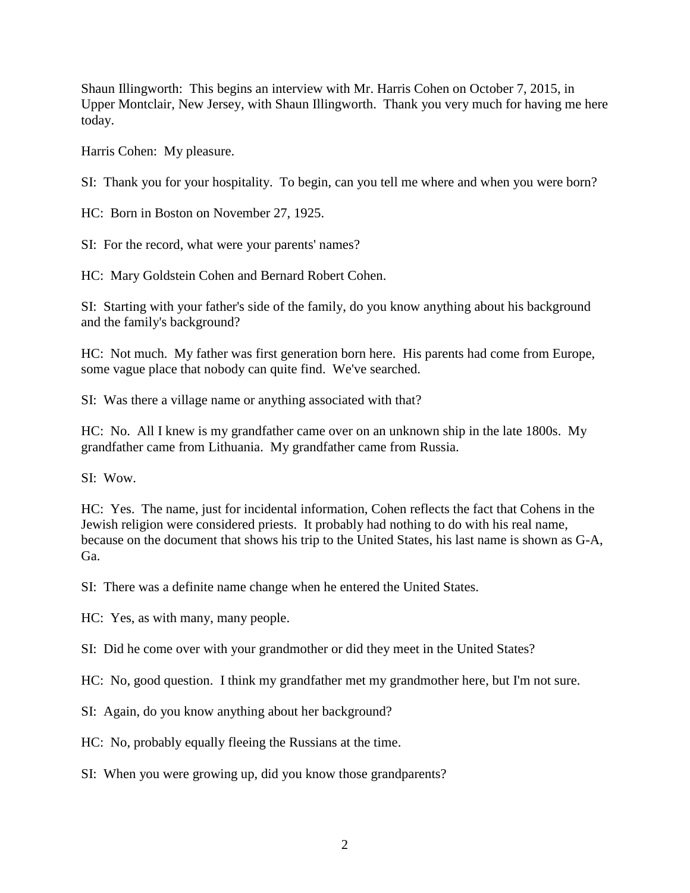Shaun Illingworth: This begins an interview with Mr. Harris Cohen on October 7, 2015, in Upper Montclair, New Jersey, with Shaun Illingworth. Thank you very much for having me here today.

Harris Cohen: My pleasure.

SI: Thank you for your hospitality. To begin, can you tell me where and when you were born?

HC: Born in Boston on November 27, 1925.

SI: For the record, what were your parents' names?

HC: Mary Goldstein Cohen and Bernard Robert Cohen.

SI: Starting with your father's side of the family, do you know anything about his background and the family's background?

HC: Not much. My father was first generation born here. His parents had come from Europe, some vague place that nobody can quite find. We've searched.

SI: Was there a village name or anything associated with that?

HC: No. All I knew is my grandfather came over on an unknown ship in the late 1800s. My grandfather came from Lithuania. My grandfather came from Russia.

SI: Wow.

HC: Yes. The name, just for incidental information, Cohen reflects the fact that Cohens in the Jewish religion were considered priests. It probably had nothing to do with his real name, because on the document that shows his trip to the United States, his last name is shown as G-A, Ga.

SI: There was a definite name change when he entered the United States.

HC: Yes, as with many, many people.

SI: Did he come over with your grandmother or did they meet in the United States?

HC: No, good question. I think my grandfather met my grandmother here, but I'm not sure.

SI: Again, do you know anything about her background?

HC: No, probably equally fleeing the Russians at the time.

SI: When you were growing up, did you know those grandparents?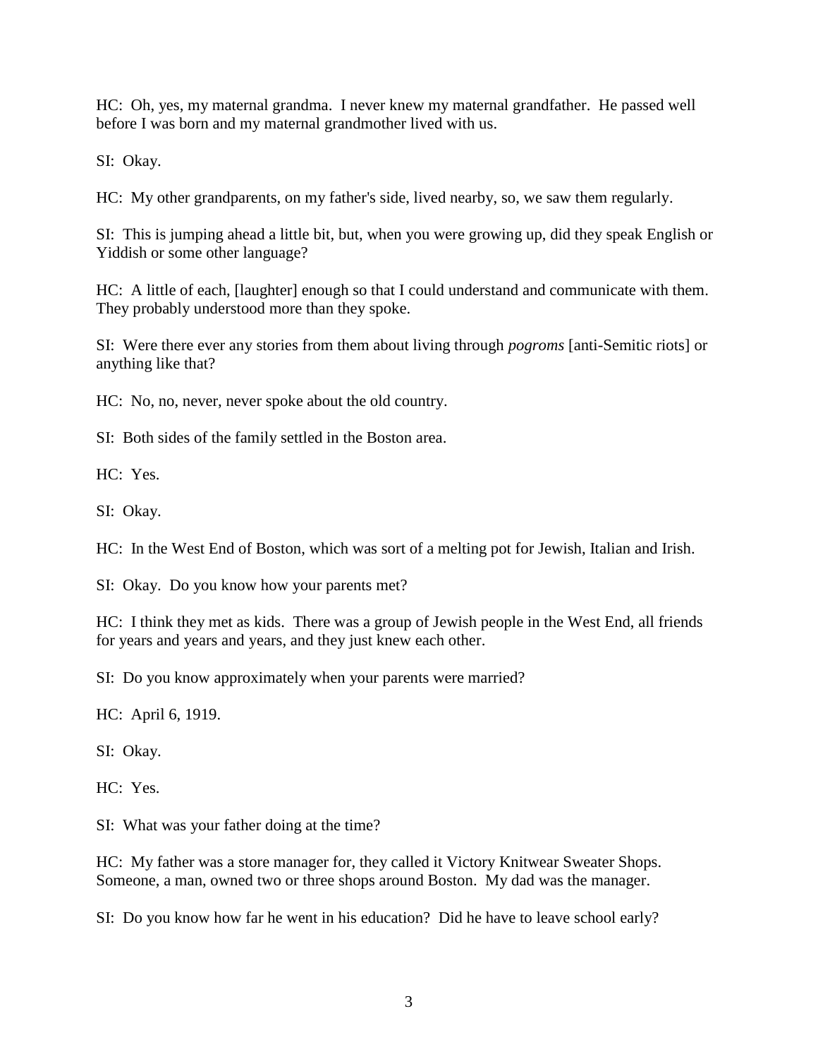HC: Oh, yes, my maternal grandma. I never knew my maternal grandfather. He passed well before I was born and my maternal grandmother lived with us.

SI: Okay.

HC: My other grandparents, on my father's side, lived nearby, so, we saw them regularly.

SI: This is jumping ahead a little bit, but, when you were growing up, did they speak English or Yiddish or some other language?

HC: A little of each, [laughter] enough so that I could understand and communicate with them. They probably understood more than they spoke.

SI: Were there ever any stories from them about living through *pogroms* [anti-Semitic riots] or anything like that?

HC: No, no, never, never spoke about the old country.

SI: Both sides of the family settled in the Boston area.

HC: Yes.

SI: Okay.

HC: In the West End of Boston, which was sort of a melting pot for Jewish, Italian and Irish.

SI: Okay. Do you know how your parents met?

HC: I think they met as kids. There was a group of Jewish people in the West End, all friends for years and years and years, and they just knew each other.

SI: Do you know approximately when your parents were married?

HC: April 6, 1919.

SI: Okay.

HC: Yes.

SI: What was your father doing at the time?

HC: My father was a store manager for, they called it Victory Knitwear Sweater Shops. Someone, a man, owned two or three shops around Boston. My dad was the manager.

SI: Do you know how far he went in his education? Did he have to leave school early?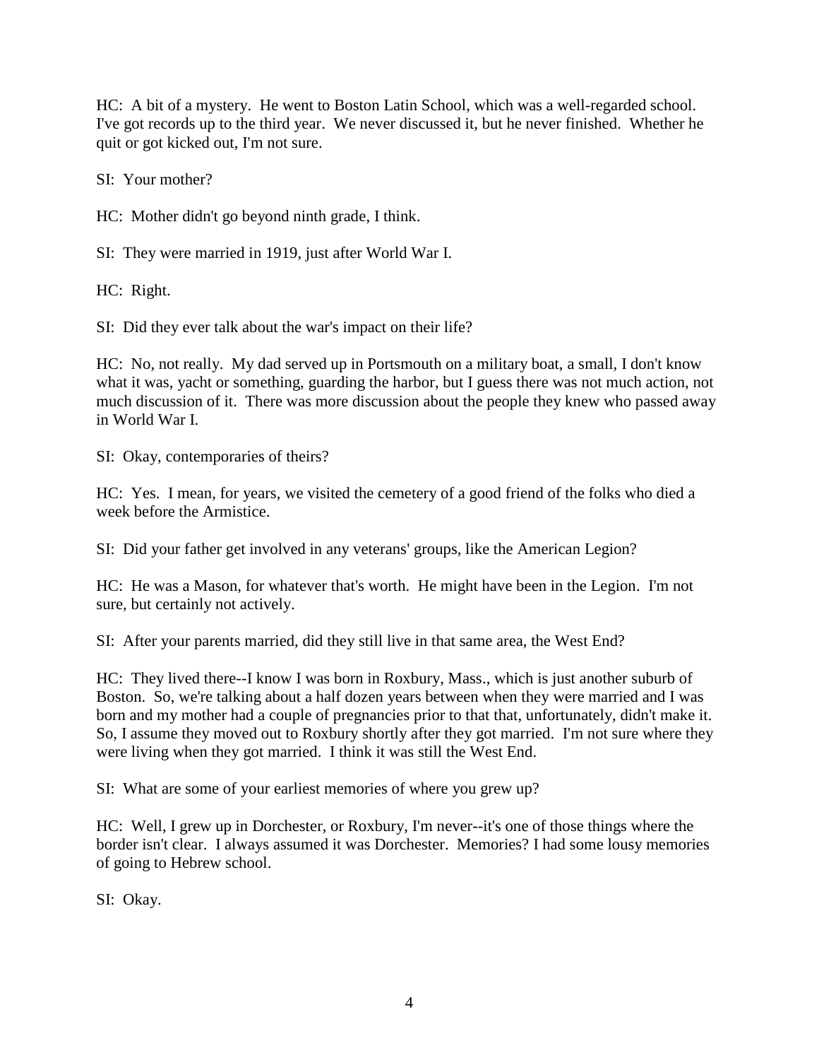HC: A bit of a mystery. He went to Boston Latin School, which was a well-regarded school. I've got records up to the third year. We never discussed it, but he never finished. Whether he quit or got kicked out, I'm not sure.

SI: Your mother?

HC: Mother didn't go beyond ninth grade, I think.

SI: They were married in 1919, just after World War I.

HC: Right.

SI: Did they ever talk about the war's impact on their life?

HC: No, not really. My dad served up in Portsmouth on a military boat, a small, I don't know what it was, yacht or something, guarding the harbor, but I guess there was not much action, not much discussion of it. There was more discussion about the people they knew who passed away in World War I.

SI: Okay, contemporaries of theirs?

HC: Yes. I mean, for years, we visited the cemetery of a good friend of the folks who died a week before the Armistice.

SI: Did your father get involved in any veterans' groups, like the American Legion?

HC: He was a Mason, for whatever that's worth. He might have been in the Legion. I'm not sure, but certainly not actively.

SI: After your parents married, did they still live in that same area, the West End?

HC: They lived there--I know I was born in Roxbury, Mass., which is just another suburb of Boston. So, we're talking about a half dozen years between when they were married and I was born and my mother had a couple of pregnancies prior to that that, unfortunately, didn't make it. So, I assume they moved out to Roxbury shortly after they got married. I'm not sure where they were living when they got married. I think it was still the West End.

SI: What are some of your earliest memories of where you grew up?

HC: Well, I grew up in Dorchester, or Roxbury, I'm never--it's one of those things where the border isn't clear. I always assumed it was Dorchester. Memories? I had some lousy memories of going to Hebrew school.

SI: Okay.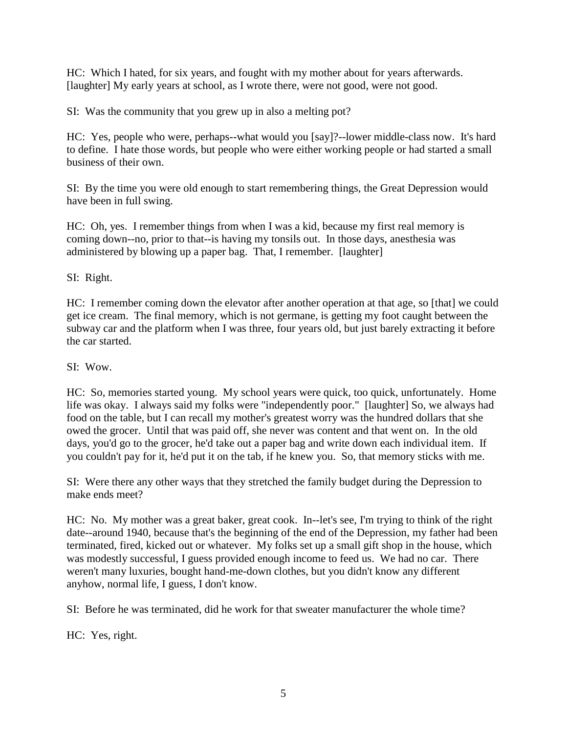HC: Which I hated, for six years, and fought with my mother about for years afterwards. [laughter] My early years at school, as I wrote there, were not good, were not good.

SI: Was the community that you grew up in also a melting pot?

HC: Yes, people who were, perhaps--what would you [say]?--lower middle-class now. It's hard to define. I hate those words, but people who were either working people or had started a small business of their own.

SI: By the time you were old enough to start remembering things, the Great Depression would have been in full swing.

HC: Oh, yes. I remember things from when I was a kid, because my first real memory is coming down--no, prior to that--is having my tonsils out. In those days, anesthesia was administered by blowing up a paper bag. That, I remember. [laughter]

SI: Right.

HC: I remember coming down the elevator after another operation at that age, so [that] we could get ice cream. The final memory, which is not germane, is getting my foot caught between the subway car and the platform when I was three, four years old, but just barely extracting it before the car started.

SI: Wow.

HC: So, memories started young. My school years were quick, too quick, unfortunately. Home life was okay. I always said my folks were "independently poor." [laughter] So, we always had food on the table, but I can recall my mother's greatest worry was the hundred dollars that she owed the grocer. Until that was paid off, she never was content and that went on. In the old days, you'd go to the grocer, he'd take out a paper bag and write down each individual item. If you couldn't pay for it, he'd put it on the tab, if he knew you. So, that memory sticks with me.

SI: Were there any other ways that they stretched the family budget during the Depression to make ends meet?

HC: No. My mother was a great baker, great cook. In--let's see, I'm trying to think of the right date--around 1940, because that's the beginning of the end of the Depression, my father had been terminated, fired, kicked out or whatever. My folks set up a small gift shop in the house, which was modestly successful, I guess provided enough income to feed us. We had no car. There weren't many luxuries, bought hand-me-down clothes, but you didn't know any different anyhow, normal life, I guess, I don't know.

SI: Before he was terminated, did he work for that sweater manufacturer the whole time?

HC: Yes, right.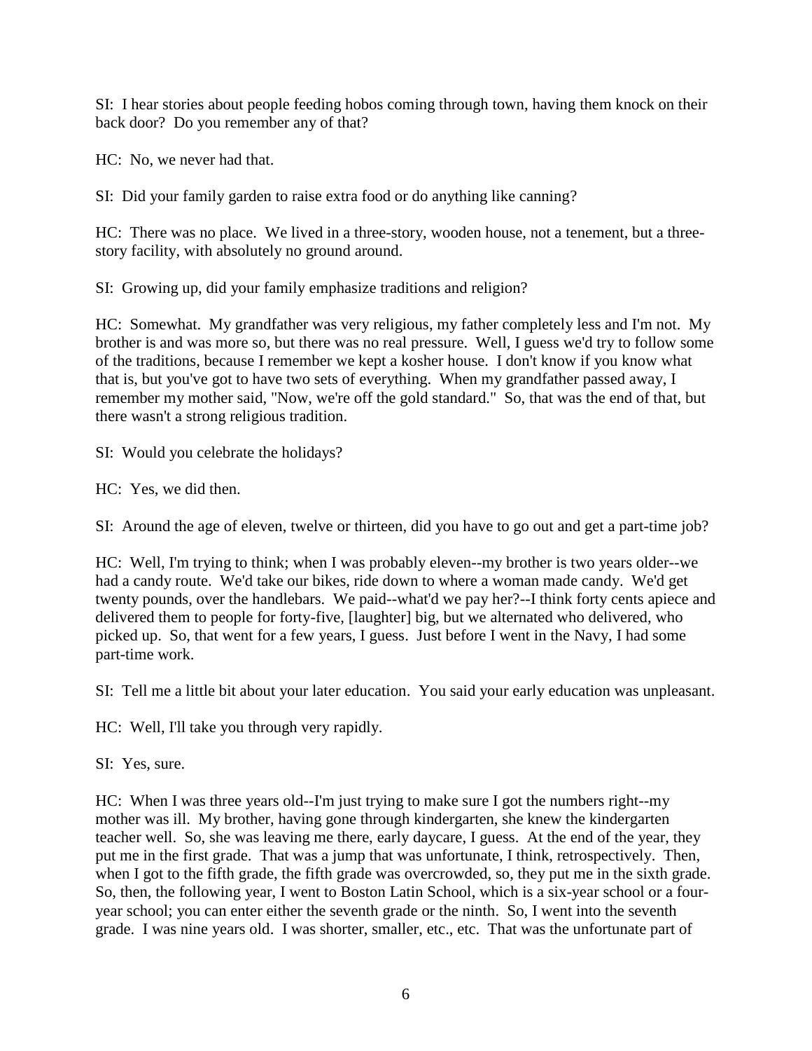SI: I hear stories about people feeding hobos coming through town, having them knock on their back door? Do you remember any of that?

HC: No, we never had that.

SI: Did your family garden to raise extra food or do anything like canning?

HC: There was no place. We lived in a three-story, wooden house, not a tenement, but a three-story facility, with absolutely no ground around.

SI: Growing up, did your family emphasize traditions and religion?

HC: Somewhat. My grandfather was very religious, my father completely less and I'm not. My brother is and was more so, but there was no real pressure. Well, I guess we'd try to follow some of the traditions, because I remember we kept a kosher house. I don't know if you know what that is, but you've got to have two sets of everything. When my grandfather passed away, I remember my mother said, "Now, we're off the gold standard." So, that was the end of that, but there wasn't a strong religious tradition.

SI: Would you celebrate the holidays?

HC: Yes, we did then.

SI: Around the age of eleven, twelve or thirteen, did you have to go out and get a part-time job?

HC: Well, I'm trying to think; when I was probably eleven--my brother is two years older--we had a candy route. We'd take our bikes, ride down to where a woman made candy. We'd get twenty pounds, over the handlebars. We paid--what'd we pay her?--I think forty cents apiece and delivered them to people for forty-five, [laughter] big, but we alternated who delivered, who picked up. So, that went for a few years, I guess. Just before I went in the Navy, I had some part-time work.

SI: Tell me a little bit about your later education. You said your early education was unpleasant.

HC: Well, I'll take you through very rapidly.

SI: Yes, sure.

HC: When I was three years old--I'm just trying to make sure I got the numbers right--my mother was ill. My brother, having gone through kindergarten, she knew the kindergarten teacher well. So, she was leaving me there, early daycare, I guess. At the end of the year, they put me in the first grade. That was a jump that was unfortunate, I think, retrospectively. Then, when I got to the fifth grade, the fifth grade was overcrowded, so, they put me in the sixth grade. So, then, the following year, I went to Boston Latin School, which is a six-year school or a four-year school; you can enter either the seventh grade or the ninth. So, I went into the seventh grade. I was nine years old. I was shorter, smaller, etc., etc. That was the unfortunate part of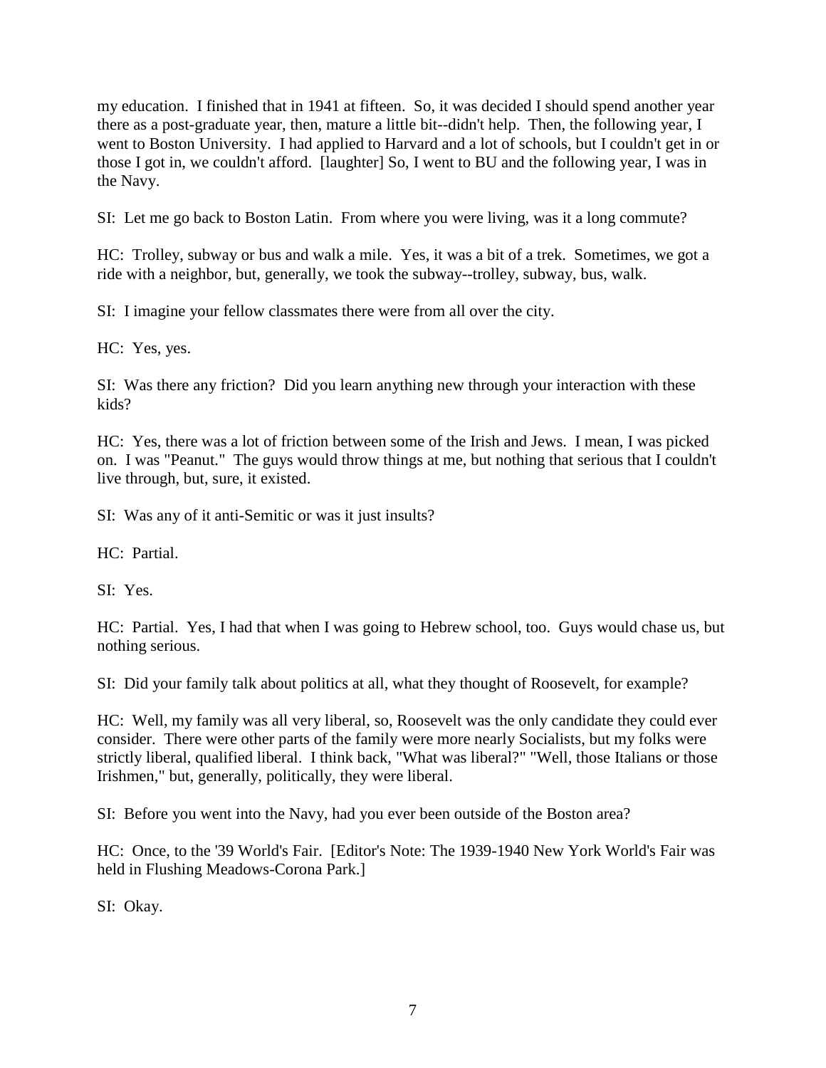my education. I finished that in 1941 at fifteen. So, it was decided I should spend another year there as a post-graduate year, then, mature a little bit--didn't help. Then, the following year, I went to Boston University. I had applied to Harvard and a lot of schools, but I couldn't get in or those I got in, we couldn't afford. [laughter] So, I went to BU and the following year, I was in the Navy.

SI: Let me go back to Boston Latin. From where you were living, was it a long commute?

HC: Trolley, subway or bus and walk a mile. Yes, it was a bit of a trek. Sometimes, we got a ride with a neighbor, but, generally, we took the subway--trolley, subway, bus, walk.

SI: I imagine your fellow classmates there were from all over the city.

HC: Yes, yes.

SI: Was there any friction? Did you learn anything new through your interaction with these kids?

HC: Yes, there was a lot of friction between some of the Irish and Jews. I mean, I was picked on. I was "Peanut." The guys would throw things at me, but nothing that serious that I couldn't live through, but, sure, it existed.

SI: Was any of it anti-Semitic or was it just insults?

HC: Partial.

SI: Yes.

HC: Partial. Yes, I had that when I was going to Hebrew school, too. Guys would chase us, but nothing serious.

SI: Did your family talk about politics at all, what they thought of Roosevelt, for example?

HC: Well, my family was all very liberal, so, Roosevelt was the only candidate they could ever consider. There were other parts of the family were more nearly Socialists, but my folks were strictly liberal, qualified liberal. I think back, "What was liberal?" "Well, those Italians or those Irishmen," but, generally, politically, they were liberal.

SI: Before you went into the Navy, had you ever been outside of the Boston area?

HC: Once, to the '39 World's Fair. [Editor's Note: The 1939-1940 New York World's Fair was held in Flushing Meadows-Corona Park.]

SI: Okay.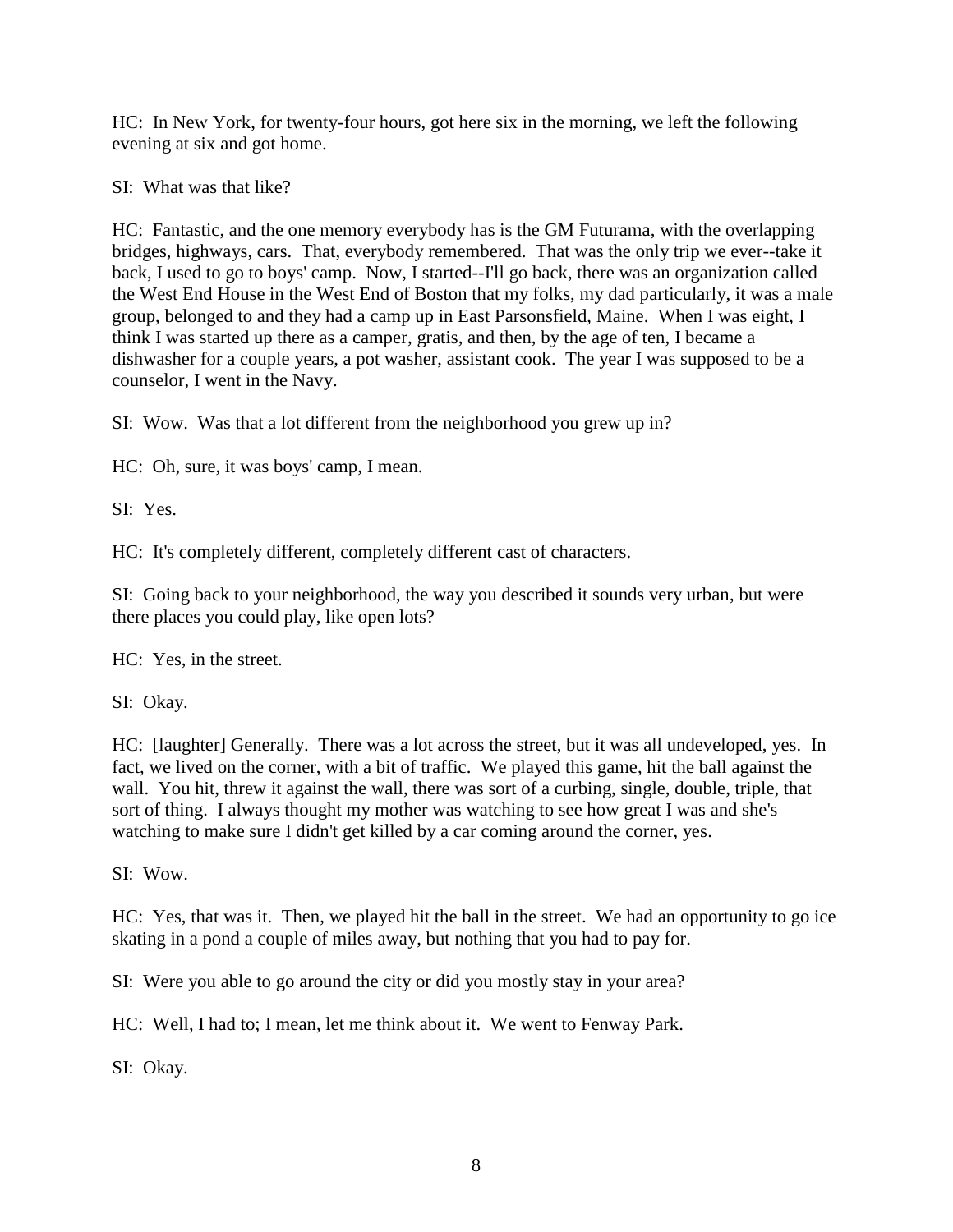HC: In New York, for twenty-four hours, got here six in the morning, we left the following evening at six and got home.

SI: What was that like?

HC: Fantastic, and the one memory everybody has is the GM Futurama, with the overlapping bridges, highways, cars. That, everybody remembered. That was the only trip we ever--take it back, I used to go to boys' camp. Now, I started--I'll go back, there was an organization called the West End House in the West End of Boston that my folks, my dad particularly, it was a male group, belonged to and they had a camp up in East Parsonsfield, Maine. When I was eight, I think I was started up there as a camper, gratis, and then, by the age of ten, I became a dishwasher for a couple years, a pot washer, assistant cook. The year I was supposed to be a counselor, I went in the Navy.

SI: Wow. Was that a lot different from the neighborhood you grew up in?

HC: Oh, sure, it was boys' camp, I mean.

SI: Yes.

HC: It's completely different, completely different cast of characters.

SI: Going back to your neighborhood, the way you described it sounds very urban, but were there places you could play, like open lots?

HC: Yes, in the street.

SI: Okay.

HC: [laughter] Generally. There was a lot across the street, but it was all undeveloped, yes. In fact, we lived on the corner, with a bit of traffic. We played this game, hit the ball against the wall. You hit, threw it against the wall, there was sort of a curbing, single, double, triple, that sort of thing. I always thought my mother was watching to see how great I was and she's watching to make sure I didn't get killed by a car coming around the corner, yes.

SI: Wow.

HC: Yes, that was it. Then, we played hit the ball in the street. We had an opportunity to go ice skating in a pond a couple of miles away, but nothing that you had to pay for.

SI: Were you able to go around the city or did you mostly stay in your area?

HC: Well, I had to; I mean, let me think about it. We went to Fenway Park.

SI: Okay.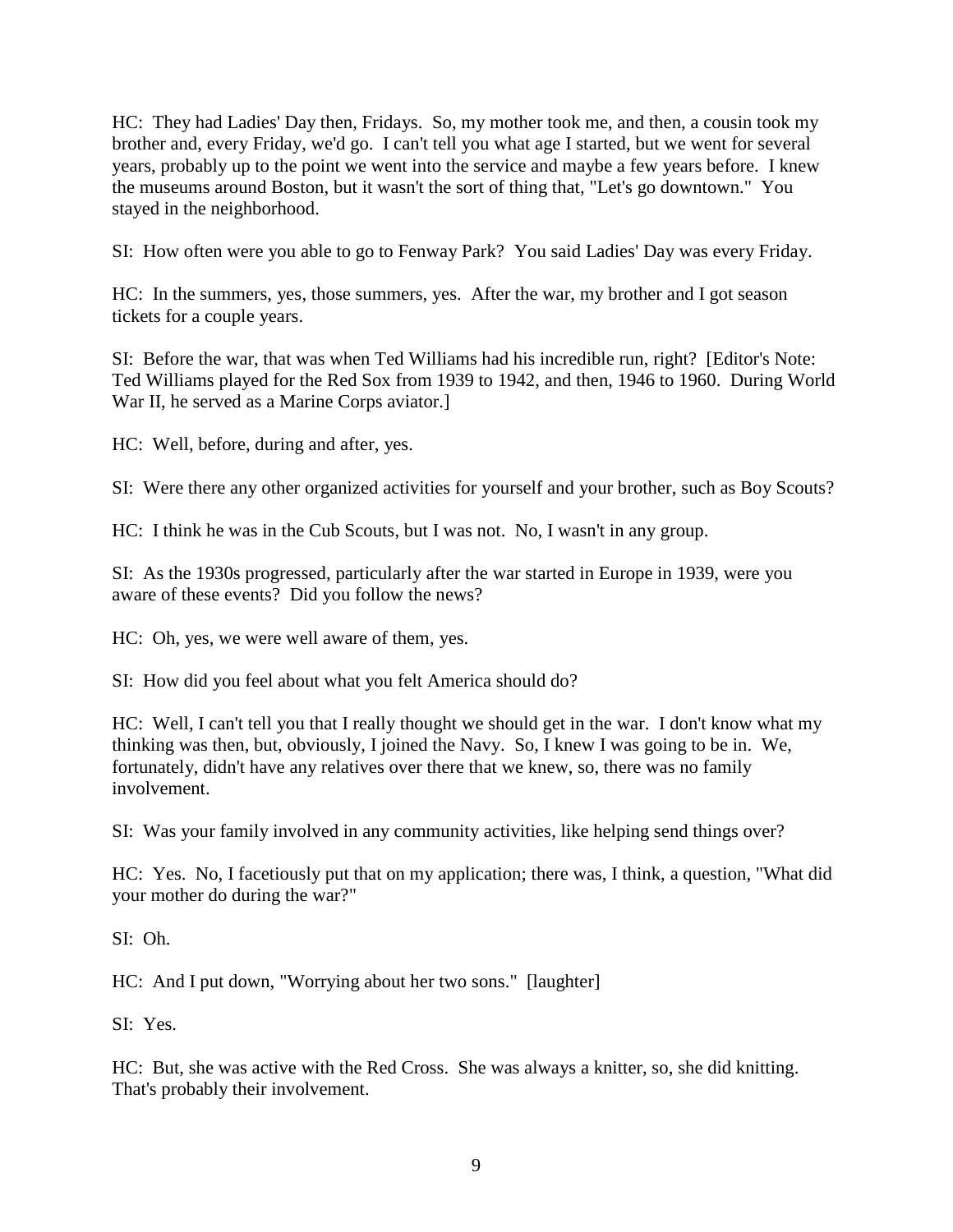HC: They had Ladies' Day then, Fridays. So, my mother took me, and then, a cousin took my brother and, every Friday, we'd go. I can't tell you what age I started, but we went for several years, probably up to the point we went into the service and maybe a few years before. I knew the museums around Boston, but it wasn't the sort of thing that, "Let's go downtown." You stayed in the neighborhood.

SI: How often were you able to go to Fenway Park? You said Ladies' Day was every Friday.

HC: In the summers, yes, those summers, yes. After the war, my brother and I got season tickets for a couple years.

SI: Before the war, that was when Ted Williams had his incredible run, right? [Editor's Note: Ted Williams played for the Red Sox from 1939 to 1942, and then, 1946 to 1960. During World War II, he served as a Marine Corps aviator.]

HC: Well, before, during and after, yes.

SI: Were there any other organized activities for yourself and your brother, such as Boy Scouts?

HC: I think he was in the Cub Scouts, but I was not. No, I wasn't in any group.

SI: As the 1930s progressed, particularly after the war started in Europe in 1939, were you aware of these events? Did you follow the news?

HC: Oh, yes, we were well aware of them, yes.

SI: How did you feel about what you felt America should do?

HC: Well, I can't tell you that I really thought we should get in the war. I don't know what my thinking was then, but, obviously, I joined the Navy. So, I knew I was going to be in. We, fortunately, didn't have any relatives over there that we knew, so, there was no family involvement.

SI: Was your family involved in any community activities, like helping send things over?

HC: Yes. No, I facetiously put that on my application; there was, I think, a question, "What did your mother do during the war?"

SI: Oh.

HC: And I put down, "Worrying about her two sons." [laughter]

SI: Yes.

HC: But, she was active with the Red Cross. She was always a knitter, so, she did knitting. That's probably their involvement.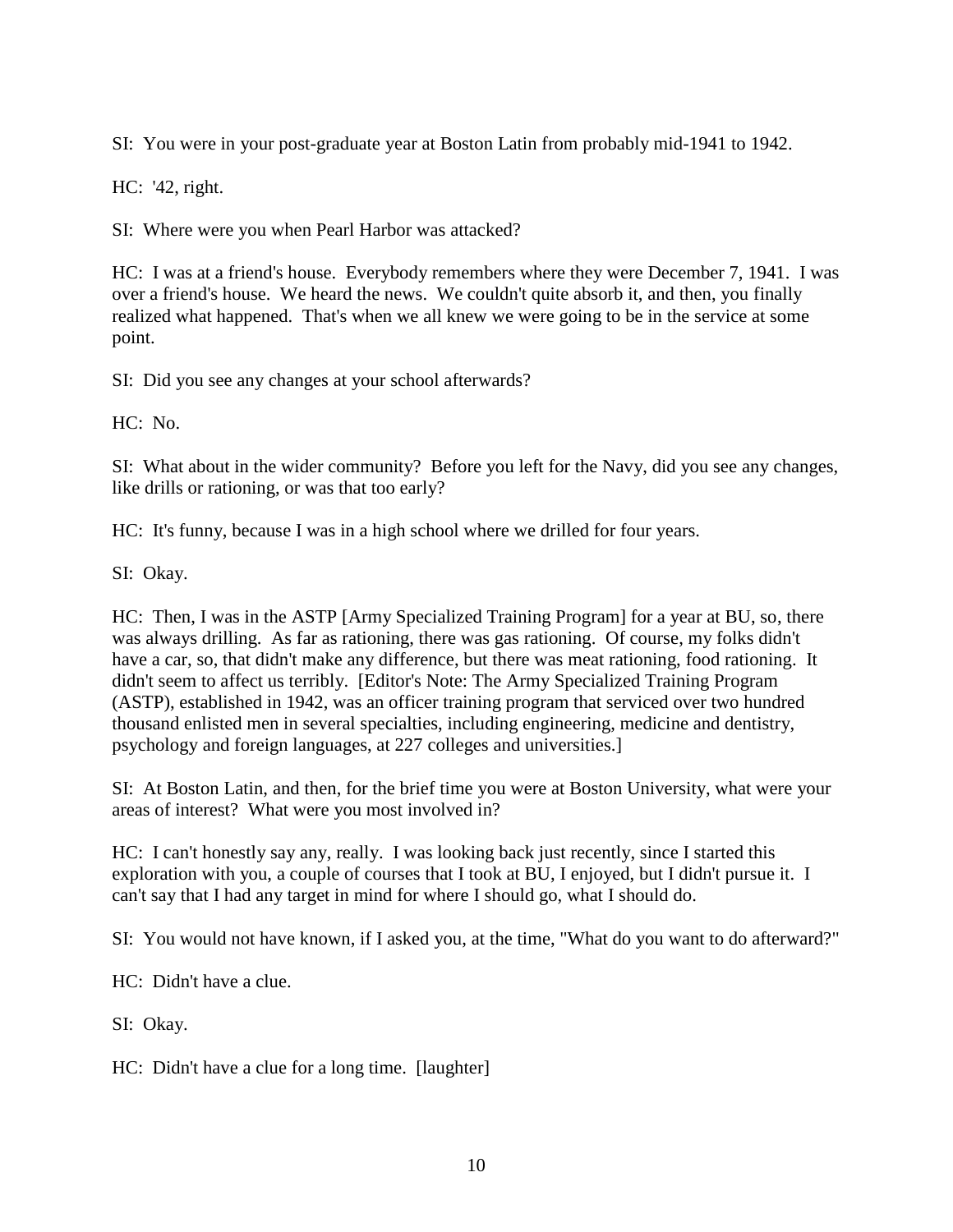SI: You were in your post-graduate year at Boston Latin from probably mid-1941 to 1942.

HC: '42, right.

SI: Where were you when Pearl Harbor was attacked?

HC: I was at a friend's house. Everybody remembers where they were December 7, 1941. I was over a friend's house. We heard the news. We couldn't quite absorb it, and then, you finally realized what happened. That's when we all knew we were going to be in the service at some point.

SI: Did you see any changes at your school afterwards?

HC: No.

SI: What about in the wider community? Before you left for the Navy, did you see any changes, like drills or rationing, or was that too early?

HC: It's funny, because I was in a high school where we drilled for four years.

SI: Okay.

HC: Then, I was in the ASTP [Army Specialized Training Program] for a year at BU, so, there was always drilling. As far as rationing, there was gas rationing. Of course, my folks didn't have a car, so, that didn't make any difference, but there was meat rationing, food rationing. It didn't seem to affect us terribly. [Editor's Note: The Army Specialized Training Program (ASTP), established in 1942, was an officer training program that serviced over two hundred thousand enlisted men in several specialties, including engineering, medicine and dentistry, psychology and foreign languages, at 227 colleges and universities.]

SI: At Boston Latin, and then, for the brief time you were at Boston University, what were your areas of interest? What were you most involved in?

HC: I can't honestly say any, really. I was looking back just recently, since I started this exploration with you, a couple of courses that I took at BU, I enjoyed, but I didn't pursue it. I can't say that I had any target in mind for where I should go, what I should do.

SI: You would not have known, if I asked you, at the time, "What do you want to do afterward?"

HC: Didn't have a clue.

SI: Okay.

HC: Didn't have a clue for a long time. [laughter]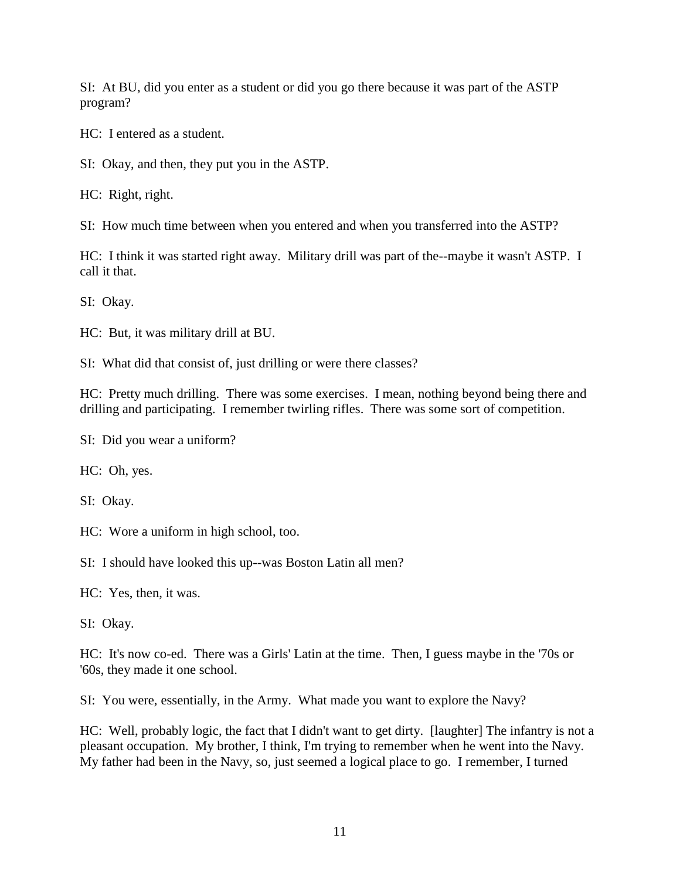SI: At BU, did you enter as a student or did you go there because it was part of the ASTP program?

HC: I entered as a student.

SI: Okay, and then, they put you in the ASTP.

HC: Right, right.

SI: How much time between when you entered and when you transferred into the ASTP?

HC: I think it was started right away. Military drill was part of the--maybe it wasn't ASTP. I call it that.

SI: Okay.

HC: But, it was military drill at BU.

SI: What did that consist of, just drilling or were there classes?

HC: Pretty much drilling. There was some exercises. I mean, nothing beyond being there and drilling and participating. I remember twirling rifles. There was some sort of competition.

SI: Did you wear a uniform?

HC: Oh, yes.

SI: Okay.

HC: Wore a uniform in high school, too.

SI: I should have looked this up--was Boston Latin all men?

HC: Yes, then, it was.

SI: Okay.

HC: It's now co-ed. There was a Girls' Latin at the time. Then, I guess maybe in the '70s or '60s, they made it one school.

SI: You were, essentially, in the Army. What made you want to explore the Navy?

HC: Well, probably logic, the fact that I didn't want to get dirty. [laughter] The infantry is not a pleasant occupation. My brother, I think, I'm trying to remember when he went into the Navy. My father had been in the Navy, so, just seemed a logical place to go. I remember, I turned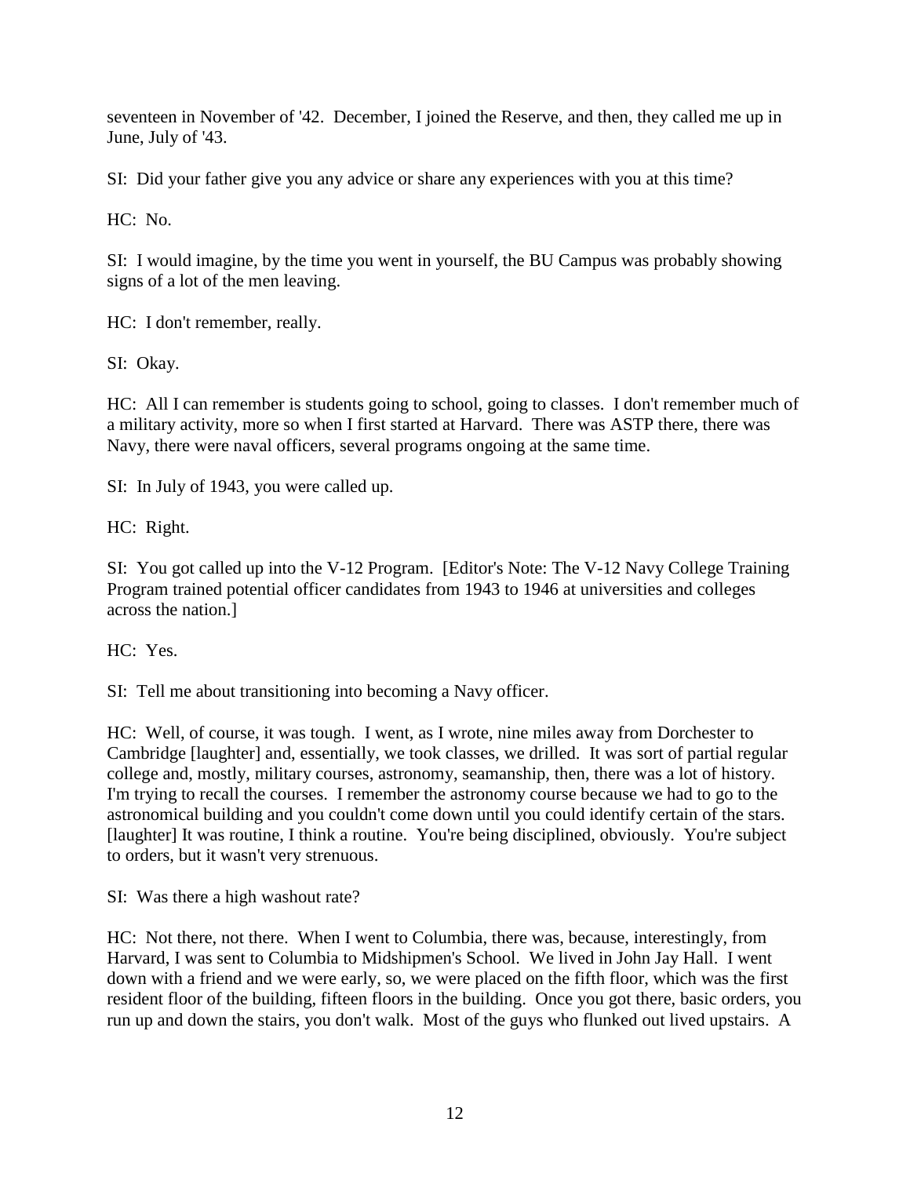seventeen in November of '42. December, I joined the Reserve, and then, they called me up in June, July of '43.

SI: Did your father give you any advice or share any experiences with you at this time?

HC: No.

SI: I would imagine, by the time you went in yourself, the BU Campus was probably showing signs of a lot of the men leaving.

HC: I don't remember, really.

SI: Okay.

HC: All I can remember is students going to school, going to classes. I don't remember much of a military activity, more so when I first started at Harvard. There was ASTP there, there was Navy, there were naval officers, several programs ongoing at the same time.

SI: In July of 1943, you were called up.

HC: Right.

SI: You got called up into the V-12 Program. [Editor's Note: The V-12 Navy College Training Program trained potential officer candidates from 1943 to 1946 at universities and colleges across the nation.]

HC: Yes.

SI: Tell me about transitioning into becoming a Navy officer.

HC: Well, of course, it was tough. I went, as I wrote, nine miles away from Dorchester to Cambridge [laughter] and, essentially, we took classes, we drilled. It was sort of partial regular college and, mostly, military courses, astronomy, seamanship, then, there was a lot of history. I'm trying to recall the courses. I remember the astronomy course because we had to go to the astronomical building and you couldn't come down until you could identify certain of the stars. [laughter] It was routine, I think a routine. You're being disciplined, obviously. You're subject to orders, but it wasn't very strenuous.

SI: Was there a high washout rate?

HC: Not there, not there. When I went to Columbia, there was, because, interestingly, from Harvard, I was sent to Columbia to Midshipmen's School. We lived in John Jay Hall. I went down with a friend and we were early, so, we were placed on the fifth floor, which was the first resident floor of the building, fifteen floors in the building. Once you got there, basic orders, you run up and down the stairs, you don't walk. Most of the guys who flunked out lived upstairs. A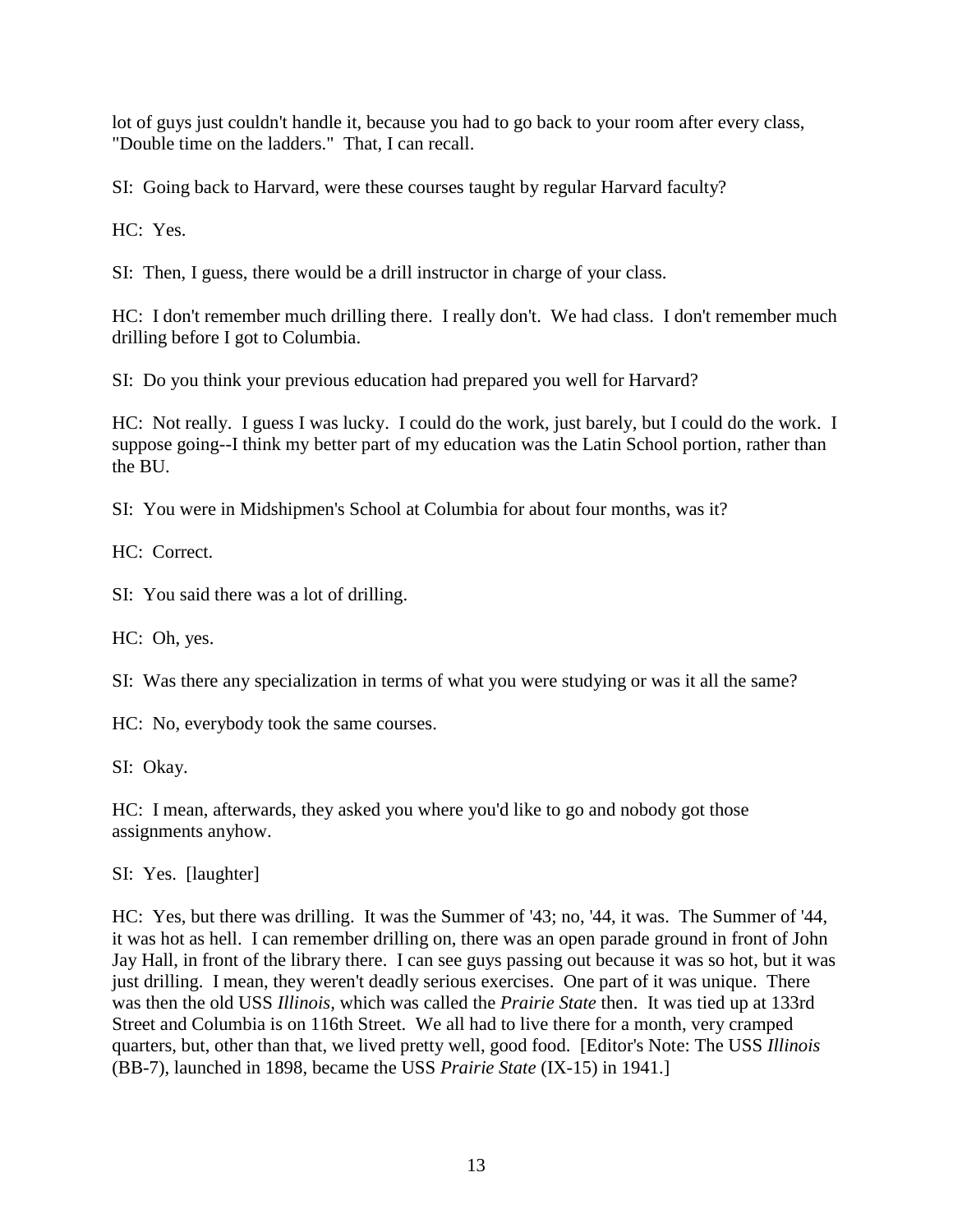lot of guys just couldn't handle it, because you had to go back to your room after every class, "Double time on the ladders." That, I can recall.

SI: Going back to Harvard, were these courses taught by regular Harvard faculty?

HC: Yes.

SI: Then, I guess, there would be a drill instructor in charge of your class.

HC: I don't remember much drilling there. I really don't. We had class. I don't remember much drilling before I got to Columbia.

SI: Do you think your previous education had prepared you well for Harvard?

HC: Not really. I guess I was lucky. I could do the work, just barely, but I could do the work. I suppose going--I think my better part of my education was the Latin School portion, rather than the BU.

SI: You were in Midshipmen's School at Columbia for about four months, was it?

HC: Correct.

SI: You said there was a lot of drilling.

HC: Oh, yes.

SI: Was there any specialization in terms of what you were studying or was it all the same?

HC: No, everybody took the same courses.

SI: Okay.

HC: I mean, afterwards, they asked you where you'd like to go and nobody got those assignments anyhow.

SI: Yes. [laughter]

HC: Yes, but there was drilling. It was the Summer of '43; no, '44, it was. The Summer of '44, it was hot as hell. I can remember drilling on, there was an open parade ground in front of John Jay Hall, in front of the library there. I can see guys passing out because it was so hot, but it was just drilling. I mean, they weren't deadly serious exercises. One part of it was unique. There was then the old USS *Illinois*, which was called the *Prairie State* then. It was tied up at 133rd Street and Columbia is on 116th Street. We all had to live there for a month, very cramped quarters, but, other than that, we lived pretty well, good food. [Editor's Note: The USS *Illinois* (BB-7), launched in 1898, became the USS *Prairie State* (IX-15) in 1941.]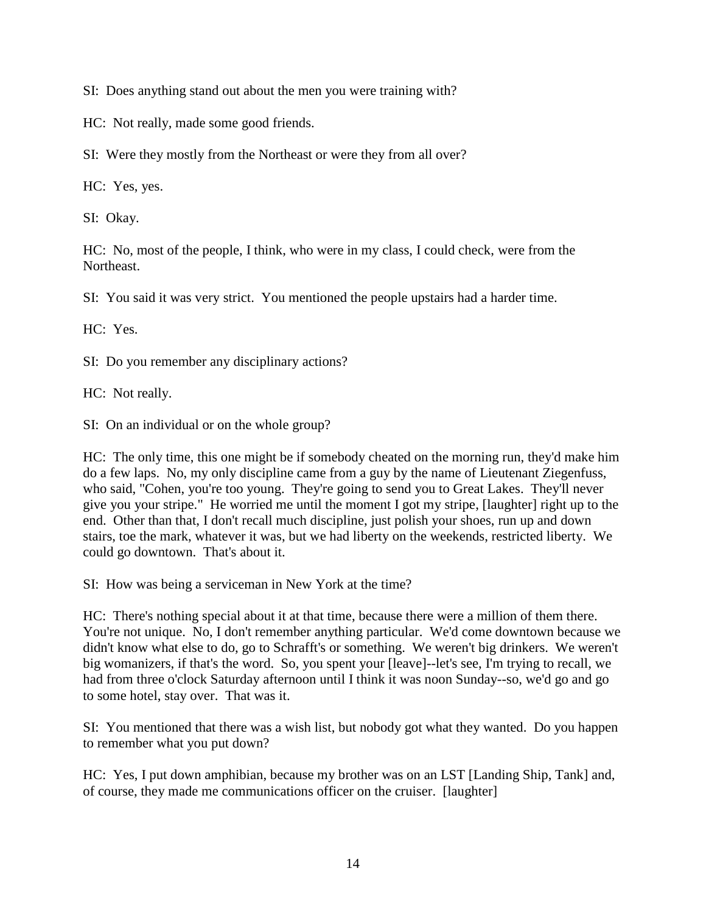SI: Does anything stand out about the men you were training with?

HC: Not really, made some good friends.

SI: Were they mostly from the Northeast or were they from all over?

HC: Yes, yes.

SI: Okay.

HC: No, most of the people, I think, who were in my class, I could check, were from the Northeast.

SI: You said it was very strict. You mentioned the people upstairs had a harder time.

HC: Yes.

SI: Do you remember any disciplinary actions?

HC: Not really.

SI: On an individual or on the whole group?

HC: The only time, this one might be if somebody cheated on the morning run, they'd make him do a few laps. No, my only discipline came from a guy by the name of Lieutenant Ziegenfuss, who said, "Cohen, you're too young. They're going to send you to Great Lakes. They'll never give you your stripe." He worried me until the moment I got my stripe, [laughter] right up to the end. Other than that, I don't recall much discipline, just polish your shoes, run up and down stairs, toe the mark, whatever it was, but we had liberty on the weekends, restricted liberty. We could go downtown. That's about it.

SI: How was being a serviceman in New York at the time?

HC: There's nothing special about it at that time, because there were a million of them there. You're not unique. No, I don't remember anything particular. We'd come downtown because we didn't know what else to do, go to Schrafft's or something. We weren't big drinkers. We weren't big womanizers, if that's the word. So, you spent your [leave]--let's see, I'm trying to recall, we had from three o'clock Saturday afternoon until I think it was noon Sunday--so, we'd go and go to some hotel, stay over. That was it.

SI: You mentioned that there was a wish list, but nobody got what they wanted. Do you happen to remember what you put down?

HC: Yes, I put down amphibian, because my brother was on an LST [Landing Ship, Tank] and, of course, they made me communications officer on the cruiser. [laughter]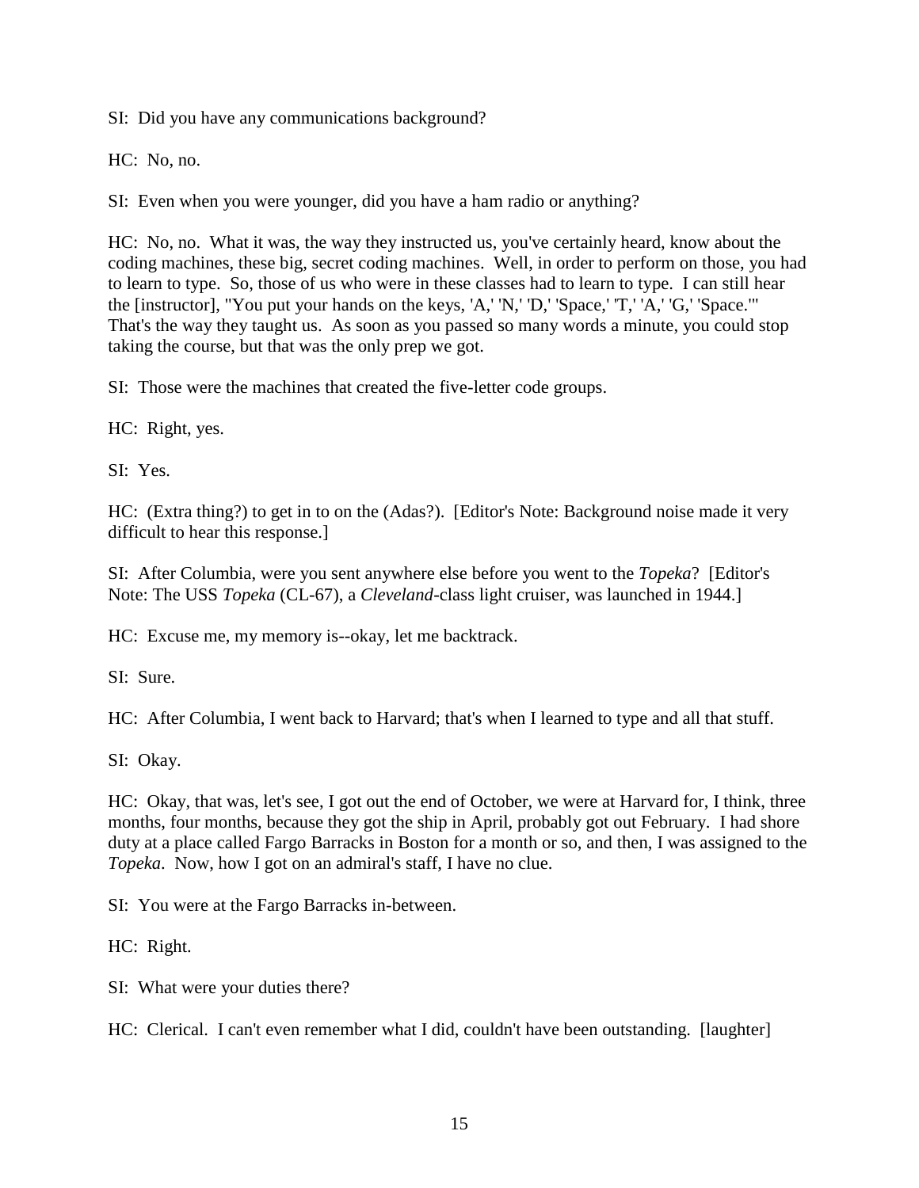SI: Did you have any communications background?

HC: No, no.

SI: Even when you were younger, did you have a ham radio or anything?

HC: No, no. What it was, the way they instructed us, you've certainly heard, know about the coding machines, these big, secret coding machines. Well, in order to perform on those, you had to learn to type. So, those of us who were in these classes had to learn to type. I can still hear the [instructor], "You put your hands on the keys, 'A,' 'N,' 'D,' 'Space,' 'T,' 'A,' 'G,' 'Space.'" That's the way they taught us. As soon as you passed so many words a minute, you could stop taking the course, but that was the only prep we got.

SI: Those were the machines that created the five-letter code groups.

HC: Right, yes.

SI: Yes.

HC: (Extra thing?) to get in to on the (Adas?). [Editor's Note: Background noise made it very difficult to hear this response.]

SI: After Columbia, were you sent anywhere else before you went to the *Topeka*? [Editor's Note: The USS *Topeka* (CL-67), a *Cleveland*-class light cruiser, was launched in 1944.]

HC: Excuse me, my memory is--okay, let me backtrack.

SI: Sure.

HC: After Columbia, I went back to Harvard; that's when I learned to type and all that stuff.

SI: Okay.

HC: Okay, that was, let's see, I got out the end of October, we were at Harvard for, I think, three months, four months, because they got the ship in April, probably got out February. I had shore duty at a place called Fargo Barracks in Boston for a month or so, and then, I was assigned to the *Topeka*. Now, how I got on an admiral's staff, I have no clue.

SI: You were at the Fargo Barracks in-between.

HC: Right.

SI: What were your duties there?

HC: Clerical. I can't even remember what I did, couldn't have been outstanding. [laughter]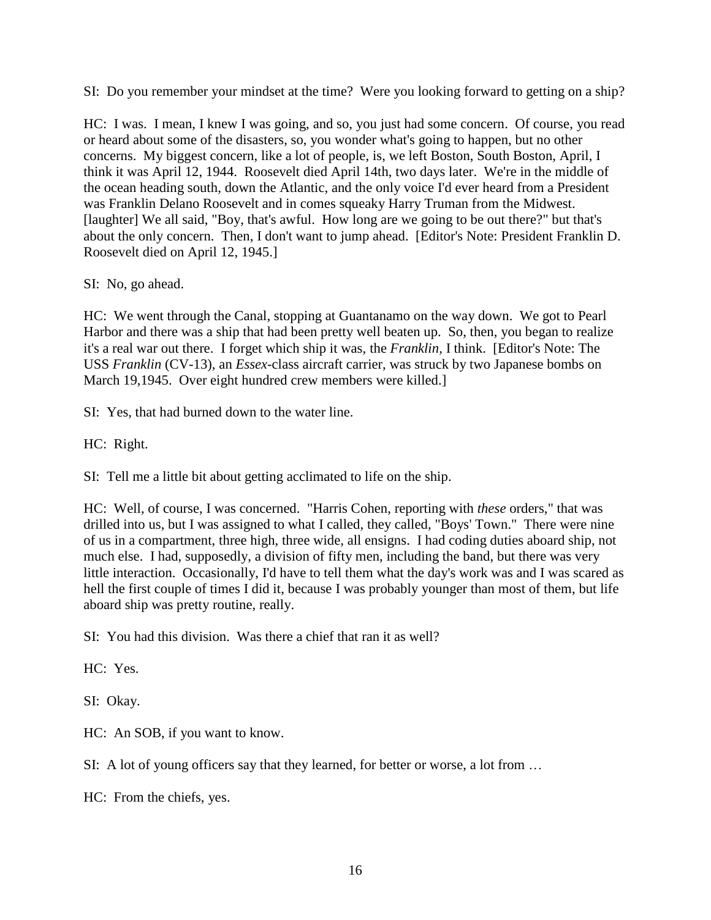SI: Do you remember your mindset at the time? Were you looking forward to getting on a ship?

HC: I was. I mean, I knew I was going, and so, you just had some concern. Of course, you read or heard about some of the disasters, so, you wonder what's going to happen, but no other concerns. My biggest concern, like a lot of people, is, we left Boston, South Boston, April, I think it was April 12, 1944. Roosevelt died April 14th, two days later. We're in the middle of the ocean heading south, down the Atlantic, and the only voice I'd ever heard from a President was Franklin Delano Roosevelt and in comes squeaky Harry Truman from the Midwest. [laughter] We all said, "Boy, that's awful. How long are we going to be out there?" but that's about the only concern. Then, I don't want to jump ahead. [Editor's Note: President Franklin D. Roosevelt died on April 12, 1945.]

SI: No, go ahead.

HC: We went through the Canal, stopping at Guantanamo on the way down. We got to Pearl Harbor and there was a ship that had been pretty well beaten up. So, then, you began to realize it's a real war out there. I forget which ship it was, the *Franklin*, I think. [Editor's Note: The USS *Franklin* (CV-13), an *Essex*-class aircraft carrier, was struck by two Japanese bombs on March 19,1945. Over eight hundred crew members were killed.]

SI: Yes, that had burned down to the water line.

HC: Right.

SI: Tell me a little bit about getting acclimated to life on the ship.

HC: Well, of course, I was concerned. "Harris Cohen, reporting with *these* orders," that was drilled into us, but I was assigned to what I called, they called, "Boys' Town." There were nine of us in a compartment, three high, three wide, all ensigns. I had coding duties aboard ship, not much else. I had, supposedly, a division of fifty men, including the band, but there was very little interaction. Occasionally, I'd have to tell them what the day's work was and I was scared as hell the first couple of times I did it, because I was probably younger than most of them, but life aboard ship was pretty routine, really.

SI: You had this division. Was there a chief that ran it as well?

HC: Yes.

SI: Okay.

HC: An SOB, if you want to know.

SI: A lot of young officers say that they learned, for better or worse, a lot from …

HC: From the chiefs, yes.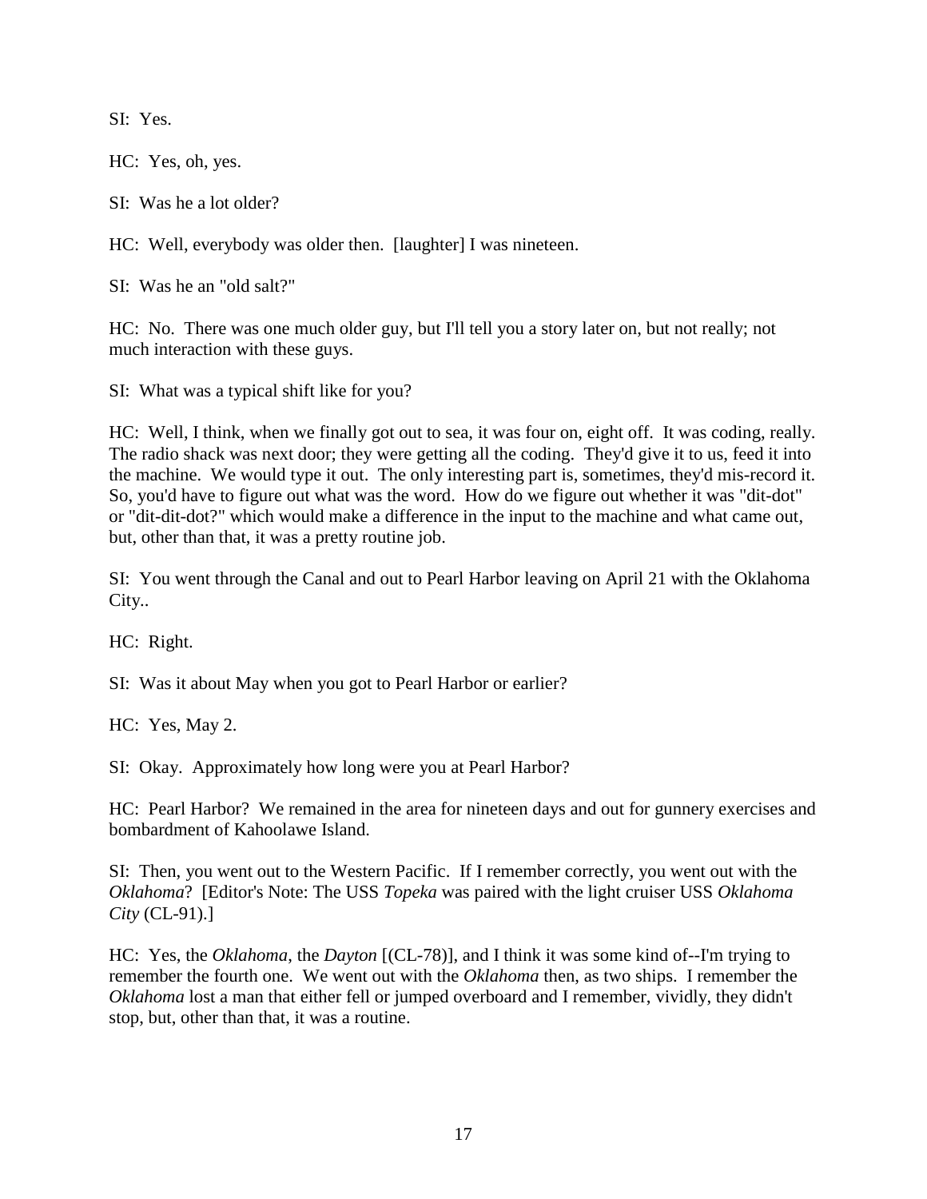SI: Yes.

HC: Yes, oh, yes.

SI: Was he a lot older?

HC: Well, everybody was older then. [laughter] I was nineteen.

SI: Was he an "old salt?"

HC: No. There was one much older guy, but I'll tell you a story later on, but not really; not much interaction with these guys.

SI: What was a typical shift like for you?

HC: Well, I think, when we finally got out to sea, it was four on, eight off. It was coding, really. The radio shack was next door; they were getting all the coding. They'd give it to us, feed it into the machine. We would type it out. The only interesting part is, sometimes, they'd mis-record it. So, you'd have to figure out what was the word. How do we figure out whether it was "dit-dot" or "dit-dit-dot?" which would make a difference in the input to the machine and what came out, but, other than that, it was a pretty routine job.

SI: You went through the Canal and out to Pearl Harbor leaving on April 21 with the Oklahoma City..

HC: Right.

SI: Was it about May when you got to Pearl Harbor or earlier?

HC: Yes, May 2.

SI: Okay. Approximately how long were you at Pearl Harbor?

HC: Pearl Harbor? We remained in the area for nineteen days and out for gunnery exercises and bombardment of Kahoolawe Island.

SI: Then, you went out to the Western Pacific. If I remember correctly, you went out with the *Oklahoma*? [Editor's Note: The USS *Topeka* was paired with the light cruiser USS *Oklahoma City* (CL-91).]

HC: Yes, the *Oklahoma*, the *Dayton* [(CL-78)], and I think it was some kind of--I'm trying to remember the fourth one. We went out with the *Oklahoma* then, as two ships. I remember the *Oklahoma* lost a man that either fell or jumped overboard and I remember, vividly, they didn't stop, but, other than that, it was a routine.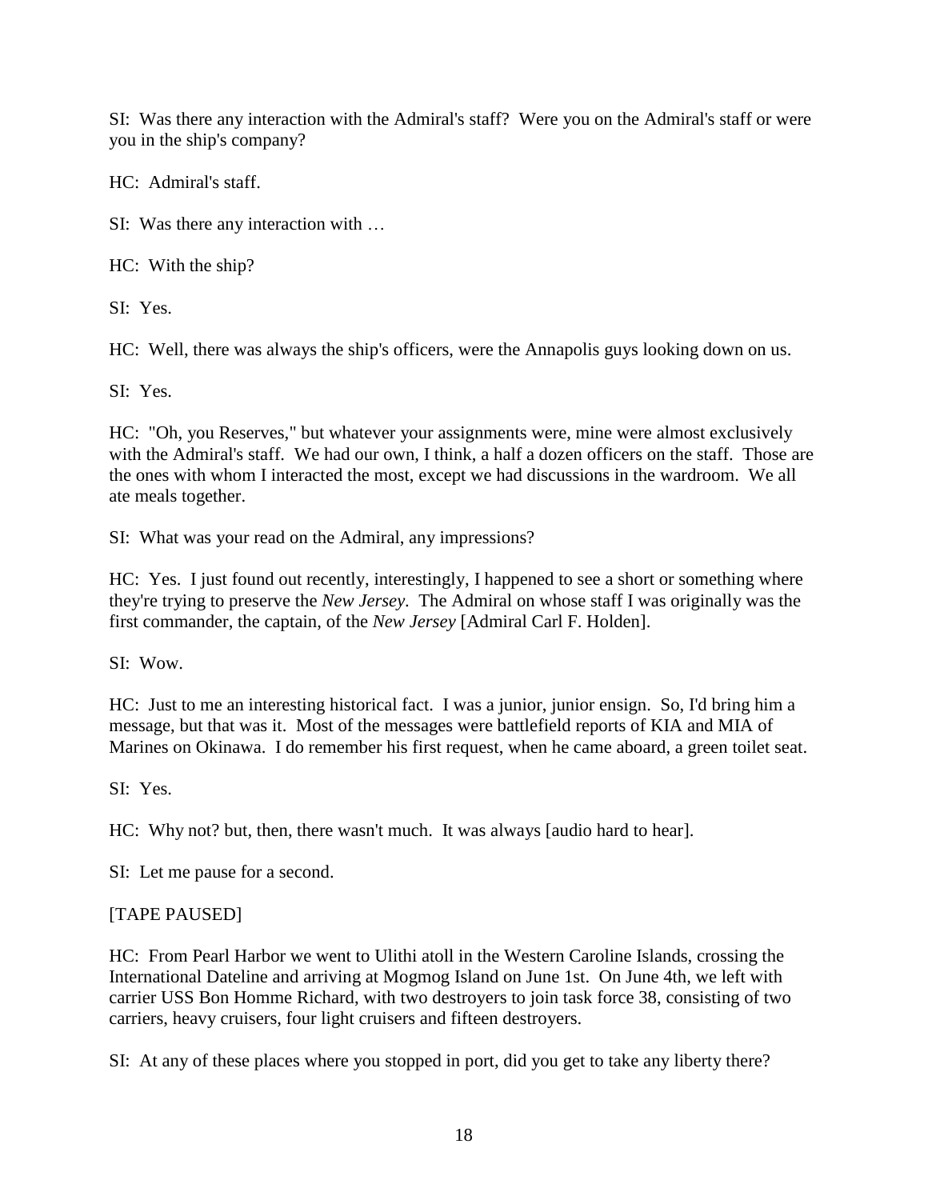SI: Was there any interaction with the Admiral's staff? Were you on the Admiral's staff or were you in the ship's company?

HC: Admiral's staff.

SI: Was there any interaction with …

HC: With the ship?

SI: Yes.

HC: Well, there was always the ship's officers, were the Annapolis guys looking down on us.

SI: Yes.

HC: "Oh, you Reserves," but whatever your assignments were, mine were almost exclusively with the Admiral's staff. We had our own, I think, a half a dozen officers on the staff. Those are the ones with whom I interacted the most, except we had discussions in the wardroom. We all ate meals together.

SI: What was your read on the Admiral, any impressions?

HC: Yes. I just found out recently, interestingly, I happened to see a short or something where they're trying to preserve the *New Jersey*. The Admiral on whose staff I was originally was the first commander, the captain, of the *New Jersey* [Admiral Carl F. Holden].

SI: Wow.

HC: Just to me an interesting historical fact. I was a junior, junior ensign. So, I'd bring him a message, but that was it. Most of the messages were battlefield reports of KIA and MIA of Marines on Okinawa. I do remember his first request, when he came aboard, a green toilet seat.

SI: Yes.

HC: Why not? but, then, there wasn't much. It was always [audio hard to hear].

SI: Let me pause for a second.

[TAPE PAUSED]

HC: From Pearl Harbor we went to Ulithi atoll in the Western Caroline Islands, crossing the International Dateline and arriving at Mogmog Island on June 1st. On June 4th, we left with carrier USS Bon Homme Richard, with two destroyers to join task force 38, consisting of two carriers, heavy cruisers, four light cruisers and fifteen destroyers.

SI: At any of these places where you stopped in port, did you get to take any liberty there?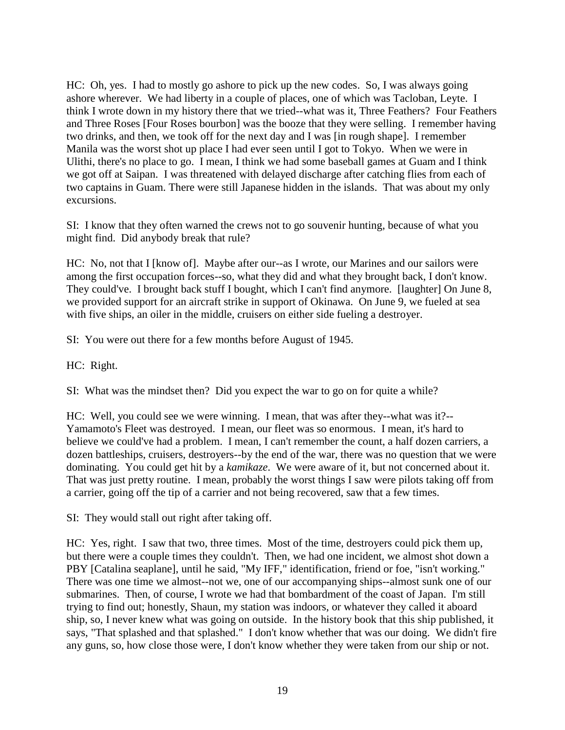HC: Oh, yes. I had to mostly go ashore to pick up the new codes. So, I was always going ashore wherever. We had liberty in a couple of places, one of which was Tacloban, Leyte. I think I wrote down in my history there that we tried--what was it, Three Feathers? Four Feathers and Three Roses [Four Roses bourbon] was the booze that they were selling. I remember having two drinks, and then, we took off for the next day and I was [in rough shape]. I remember Manila was the worst shot up place I had ever seen until I got to Tokyo. When we were in Ulithi, there's no place to go. I mean, I think we had some baseball games at Guam and I think we got off at Saipan. I was threatened with delayed discharge after catching flies from each of two captains in Guam. There were still Japanese hidden in the islands. That was about my only excursions.

SI: I know that they often warned the crews not to go souvenir hunting, because of what you might find. Did anybody break that rule?

HC: No, not that I [know of]. Maybe after our--as I wrote, our Marines and our sailors were among the first occupation forces--so, what they did and what they brought back, I don't know. They could've. I brought back stuff I bought, which I can't find anymore. [laughter] On June 8, we provided support for an aircraft strike in support of Okinawa. On June 9, we fueled at sea with five ships, an oiler in the middle, cruisers on either side fueling a destroyer.

SI: You were out there for a few months before August of 1945.

HC: Right.

SI: What was the mindset then? Did you expect the war to go on for quite a while?

HC: Well, you could see we were winning. I mean, that was after they--what was it?--Yamamoto's Fleet was destroyed. I mean, our fleet was so enormous. I mean, it's hard to believe we could've had a problem. I mean, I can't remember the count, a half dozen carriers, a dozen battleships, cruisers, destroyers--by the end of the war, there was no question that we were dominating. You could get hit by a *kamikaze*. We were aware of it, but not concerned about it. That was just pretty routine. I mean, probably the worst things I saw were pilots taking off from a carrier, going off the tip of a carrier and not being recovered, saw that a few times.

SI: They would stall out right after taking off.

HC: Yes, right. I saw that two, three times. Most of the time, destroyers could pick them up, but there were a couple times they couldn't. Then, we had one incident, we almost shot down a PBY [Catalina seaplane], until he said, "My IFF," identification, friend or foe, "isn't working." There was one time we almost--not we, one of our accompanying ships--almost sunk one of our submarines. Then, of course, I wrote we had that bombardment of the coast of Japan. I'm still trying to find out; honestly, Shaun, my station was indoors, or whatever they called it aboard ship, so, I never knew what was going on outside. In the history book that this ship published, it says, "That splashed and that splashed." I don't know whether that was our doing. We didn't fire any guns, so, how close those were, I don't know whether they were taken from our ship or not.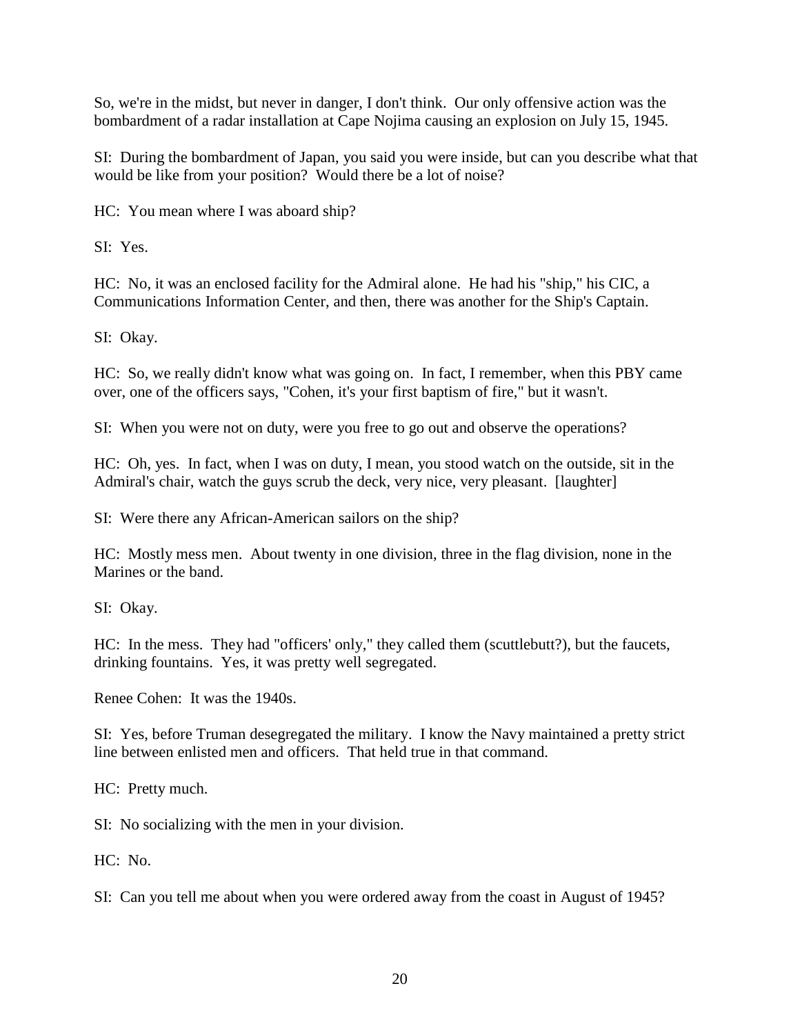So, we're in the midst, but never in danger, I don't think. Our only offensive action was the bombardment of a radar installation at Cape Nojima causing an explosion on July 15, 1945.

SI: During the bombardment of Japan, you said you were inside, but can you describe what that would be like from your position? Would there be a lot of noise?

HC: You mean where I was aboard ship?

SI: Yes.

HC: No, it was an enclosed facility for the Admiral alone. He had his "ship," his CIC, a Communications Information Center, and then, there was another for the Ship's Captain.

SI: Okay.

HC: So, we really didn't know what was going on. In fact, I remember, when this PBY came over, one of the officers says, "Cohen, it's your first baptism of fire," but it wasn't.

SI: When you were not on duty, were you free to go out and observe the operations?

HC: Oh, yes. In fact, when I was on duty, I mean, you stood watch on the outside, sit in the Admiral's chair, watch the guys scrub the deck, very nice, very pleasant. [laughter]

SI: Were there any African-American sailors on the ship?

HC: Mostly mess men. About twenty in one division, three in the flag division, none in the Marines or the band.

SI: Okay.

HC: In the mess. They had "officers' only," they called them (scuttlebutt?), but the faucets, drinking fountains. Yes, it was pretty well segregated.

Renee Cohen: It was the 1940s.

SI: Yes, before Truman desegregated the military. I know the Navy maintained a pretty strict line between enlisted men and officers. That held true in that command.

HC: Pretty much.

SI: No socializing with the men in your division.

HC: No.

SI: Can you tell me about when you were ordered away from the coast in August of 1945?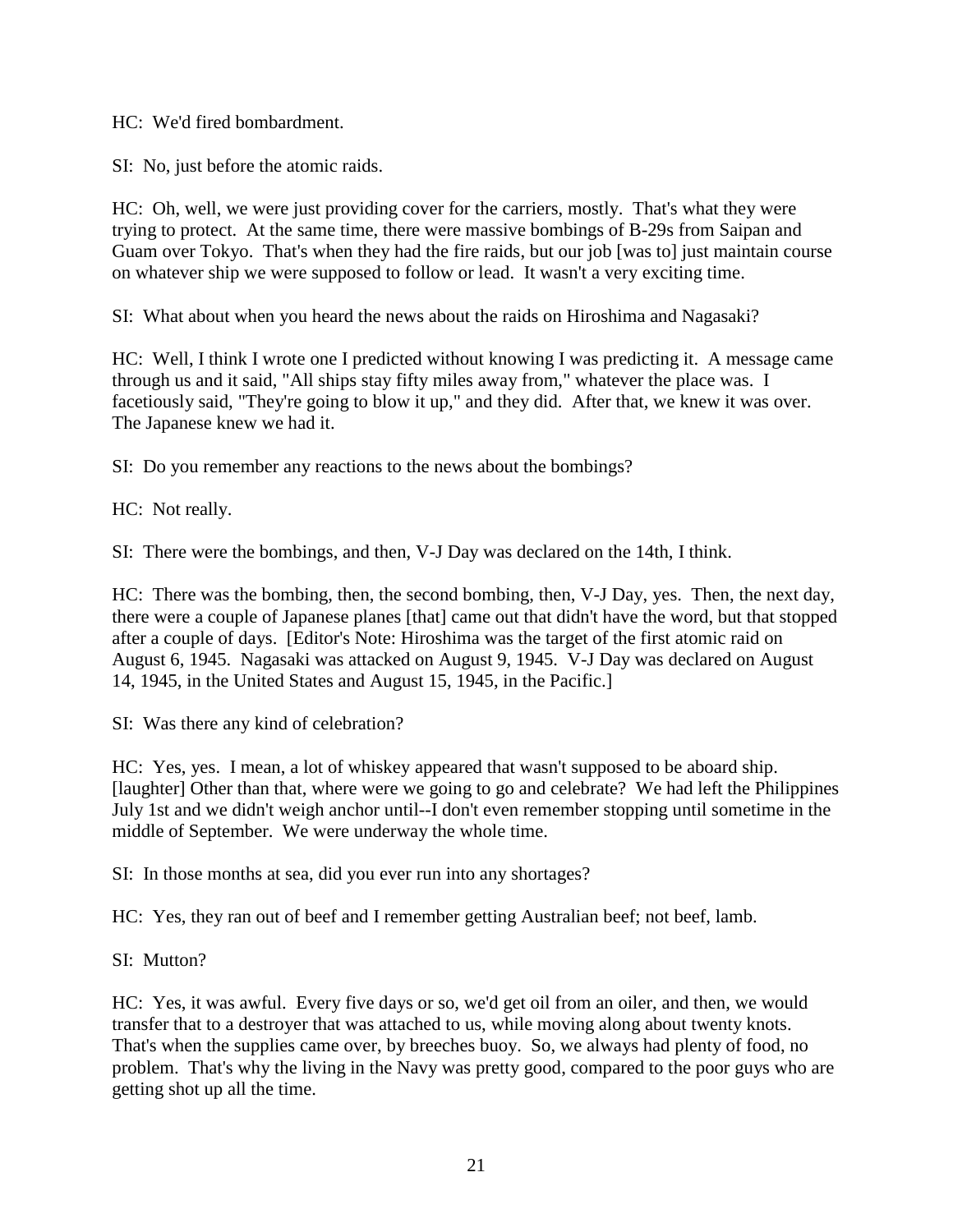HC: We'd fired bombardment.

SI: No, just before the atomic raids.

HC: Oh, well, we were just providing cover for the carriers, mostly. That's what they were trying to protect. At the same time, there were massive bombings of B-29s from Saipan and Guam over Tokyo. That's when they had the fire raids, but our job [was to] just maintain course on whatever ship we were supposed to follow or lead. It wasn't a very exciting time.

SI: What about when you heard the news about the raids on Hiroshima and Nagasaki?

HC: Well, I think I wrote one I predicted without knowing I was predicting it. A message came through us and it said, "All ships stay fifty miles away from," whatever the place was. I facetiously said, "They're going to blow it up," and they did. After that, we knew it was over. The Japanese knew we had it.

SI: Do you remember any reactions to the news about the bombings?

HC: Not really.

SI: There were the bombings, and then, V-J Day was declared on the 14th, I think.

HC: There was the bombing, then, the second bombing, then, V-J Day, yes. Then, the next day, there were a couple of Japanese planes [that] came out that didn't have the word, but that stopped after a couple of days. [Editor's Note: Hiroshima was the target of the first atomic raid on August 6, 1945. Nagasaki was attacked on August 9, 1945. V-J Day was declared on August 14, 1945, in the United States and August 15, 1945, in the Pacific.]

SI: Was there any kind of celebration?

HC: Yes, yes. I mean, a lot of whiskey appeared that wasn't supposed to be aboard ship. [laughter] Other than that, where were we going to go and celebrate? We had left the Philippines July 1st and we didn't weigh anchor until--I don't even remember stopping until sometime in the middle of September. We were underway the whole time.

SI: In those months at sea, did you ever run into any shortages?

HC: Yes, they ran out of beef and I remember getting Australian beef; not beef, lamb.

SI: Mutton?

HC: Yes, it was awful. Every five days or so, we'd get oil from an oiler, and then, we would transfer that to a destroyer that was attached to us, while moving along about twenty knots. That's when the supplies came over, by breeches buoy. So, we always had plenty of food, no problem. That's why the living in the Navy was pretty good, compared to the poor guys who are getting shot up all the time.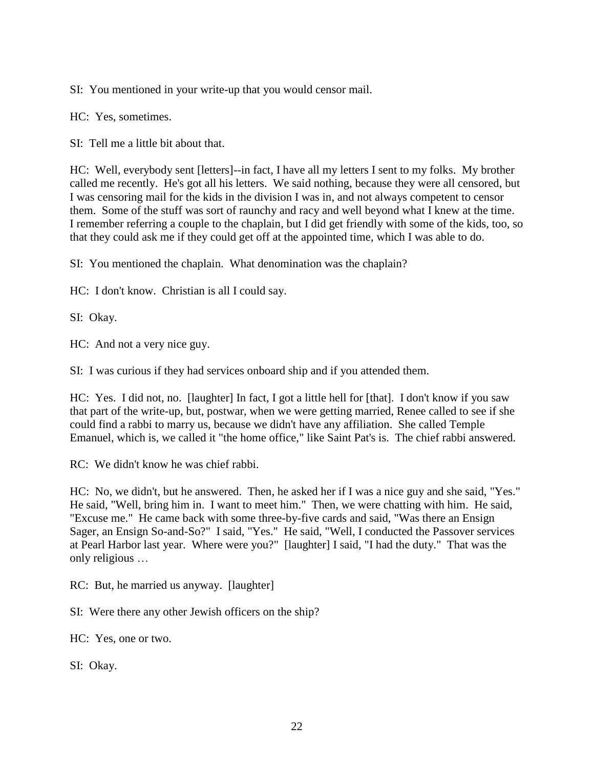SI: You mentioned in your write-up that you would censor mail.

HC: Yes, sometimes.

SI: Tell me a little bit about that.

HC: Well, everybody sent [letters]--in fact, I have all my letters I sent to my folks. My brother called me recently. He's got all his letters. We said nothing, because they were all censored, but I was censoring mail for the kids in the division I was in, and not always competent to censor them. Some of the stuff was sort of raunchy and racy and well beyond what I knew at the time. I remember referring a couple to the chaplain, but I did get friendly with some of the kids, too, so that they could ask me if they could get off at the appointed time, which I was able to do.

SI: You mentioned the chaplain. What denomination was the chaplain?

HC: I don't know. Christian is all I could say.

SI: Okay.

HC: And not a very nice guy.

SI: I was curious if they had services onboard ship and if you attended them.

HC: Yes. I did not, no. [laughter] In fact, I got a little hell for [that]. I don't know if you saw that part of the write-up, but, postwar, when we were getting married, Renee called to see if she could find a rabbi to marry us, because we didn't have any affiliation. She called Temple Emanuel, which is, we called it "the home office," like Saint Pat's is. The chief rabbi answered.

RC: We didn't know he was chief rabbi.

HC: No, we didn't, but he answered. Then, he asked her if I was a nice guy and she said, "Yes." He said, "Well, bring him in. I want to meet him." Then, we were chatting with him. He said, "Excuse me." He came back with some three-by-five cards and said, "Was there an Ensign Sager, an Ensign So-and-So?" I said, "Yes." He said, "Well, I conducted the Passover services at Pearl Harbor last year. Where were you?" [laughter] I said, "I had the duty." That was the only religious …

RC: But, he married us anyway. [laughter]

SI: Were there any other Jewish officers on the ship?

HC: Yes, one or two.

SI: Okay.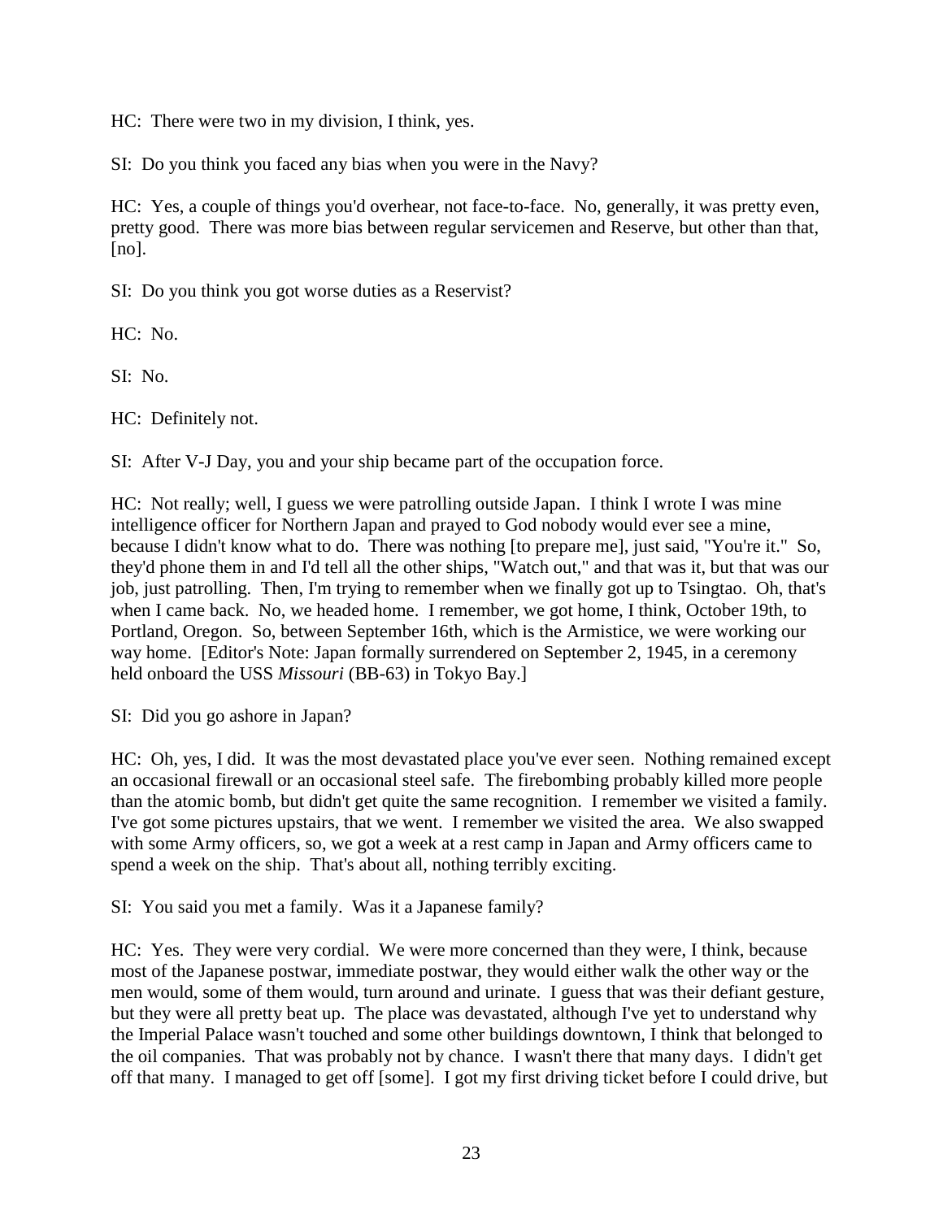HC: There were two in my division, I think, yes.

SI: Do you think you faced any bias when you were in the Navy?

HC: Yes, a couple of things you'd overhear, not face-to-face. No, generally, it was pretty even, pretty good. There was more bias between regular servicemen and Reserve, but other than that, [no].

SI: Do you think you got worse duties as a Reservist?

HC: No.

SI: No.

HC: Definitely not.

SI: After V-J Day, you and your ship became part of the occupation force.

HC: Not really; well, I guess we were patrolling outside Japan. I think I wrote I was mine intelligence officer for Northern Japan and prayed to God nobody would ever see a mine, because I didn't know what to do. There was nothing [to prepare me], just said, "You're it." So, they'd phone them in and I'd tell all the other ships, "Watch out," and that was it, but that was our job, just patrolling. Then, I'm trying to remember when we finally got up to Tsingtao. Oh, that's when I came back. No, we headed home. I remember, we got home, I think, October 19th, to Portland, Oregon. So, between September 16th, which is the Armistice, we were working our way home. [Editor's Note: Japan formally surrendered on September 2, 1945, in a ceremony held onboard the USS *Missouri* (BB-63) in Tokyo Bay.]

SI: Did you go ashore in Japan?

HC: Oh, yes, I did. It was the most devastated place you've ever seen. Nothing remained except an occasional firewall or an occasional steel safe. The firebombing probably killed more people than the atomic bomb, but didn't get quite the same recognition. I remember we visited a family. I've got some pictures upstairs, that we went. I remember we visited the area. We also swapped with some Army officers, so, we got a week at a rest camp in Japan and Army officers came to spend a week on the ship. That's about all, nothing terribly exciting.

SI: You said you met a family. Was it a Japanese family?

HC: Yes. They were very cordial. We were more concerned than they were, I think, because most of the Japanese postwar, immediate postwar, they would either walk the other way or the men would, some of them would, turn around and urinate. I guess that was their defiant gesture, but they were all pretty beat up. The place was devastated, although I've yet to understand why the Imperial Palace wasn't touched and some other buildings downtown, I think that belonged to the oil companies. That was probably not by chance. I wasn't there that many days. I didn't get off that many. I managed to get off [some]. I got my first driving ticket before I could drive, but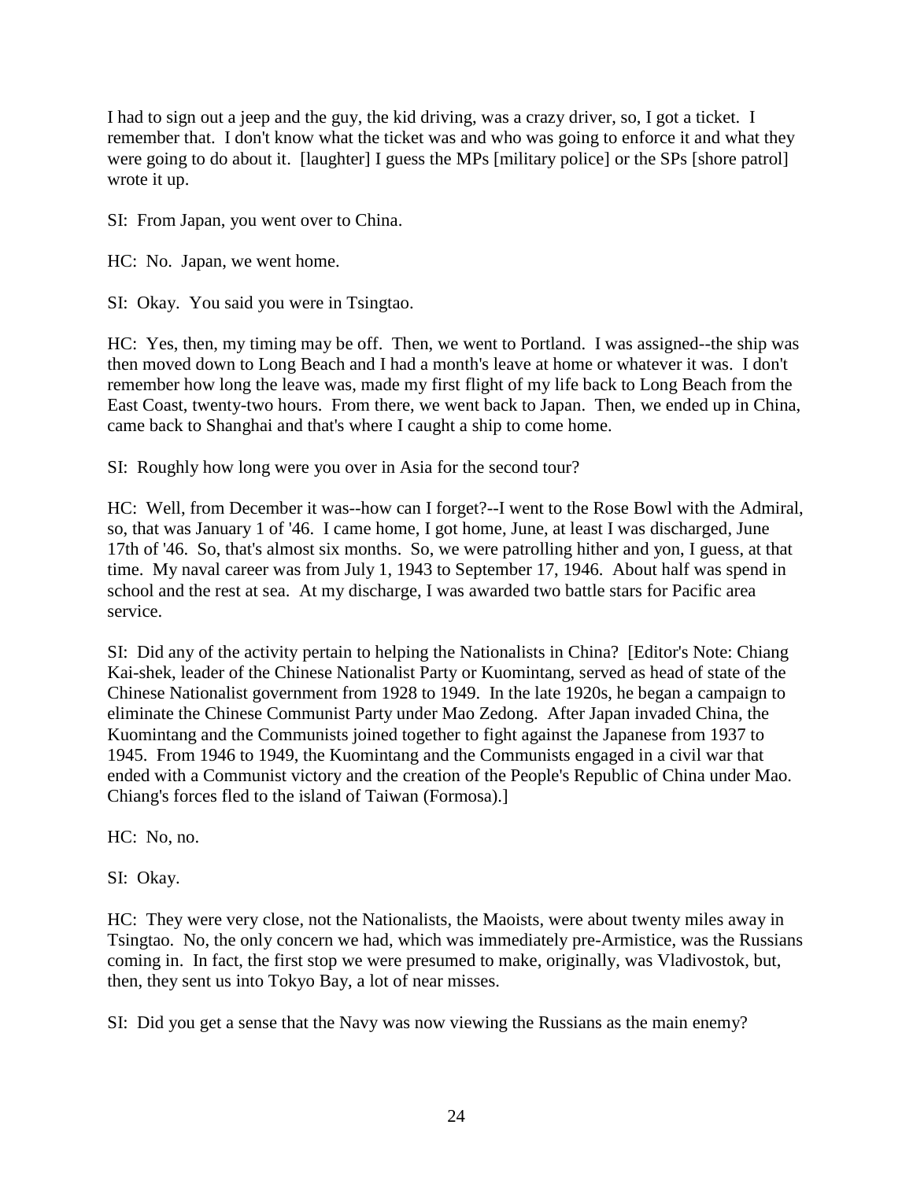I had to sign out a jeep and the guy, the kid driving, was a crazy driver, so, I got a ticket. I remember that. I don't know what the ticket was and who was going to enforce it and what they were going to do about it. [laughter] I guess the MPs [military police] or the SPs [shore patrol] wrote it up.

SI: From Japan, you went over to China.

HC: No. Japan, we went home.

SI: Okay. You said you were in Tsingtao.

HC: Yes, then, my timing may be off. Then, we went to Portland. I was assigned--the ship was then moved down to Long Beach and I had a month's leave at home or whatever it was. I don't remember how long the leave was, made my first flight of my life back to Long Beach from the East Coast, twenty-two hours. From there, we went back to Japan. Then, we ended up in China, came back to Shanghai and that's where I caught a ship to come home.

SI: Roughly how long were you over in Asia for the second tour?

HC: Well, from December it was--how can I forget?--I went to the Rose Bowl with the Admiral, so, that was January 1 of '46. I came home, I got home, June, at least I was discharged, June 17th of '46. So, that's almost six months. So, we were patrolling hither and yon, I guess, at that time. My naval career was from July 1, 1943 to September 17, 1946. About half was spend in school and the rest at sea. At my discharge, I was awarded two battle stars for Pacific area service.

SI: Did any of the activity pertain to helping the Nationalists in China? [Editor's Note: Chiang Kai-shek, leader of the Chinese Nationalist Party or Kuomintang, served as head of state of the Chinese Nationalist government from 1928 to 1949. In the late 1920s, he began a campaign to eliminate the Chinese Communist Party under Mao Zedong. After Japan invaded China, the Kuomintang and the Communists joined together to fight against the Japanese from 1937 to 1945. From 1946 to 1949, the Kuomintang and the Communists engaged in a civil war that ended with a Communist victory and the creation of the People's Republic of China under Mao. Chiang's forces fled to the island of Taiwan (Formosa).]

HC: No, no.

SI: Okay.

HC: They were very close, not the Nationalists, the Maoists, were about twenty miles away in Tsingtao. No, the only concern we had, which was immediately pre-Armistice, was the Russians coming in. In fact, the first stop we were presumed to make, originally, was Vladivostok, but, then, they sent us into Tokyo Bay, a lot of near misses.

SI: Did you get a sense that the Navy was now viewing the Russians as the main enemy?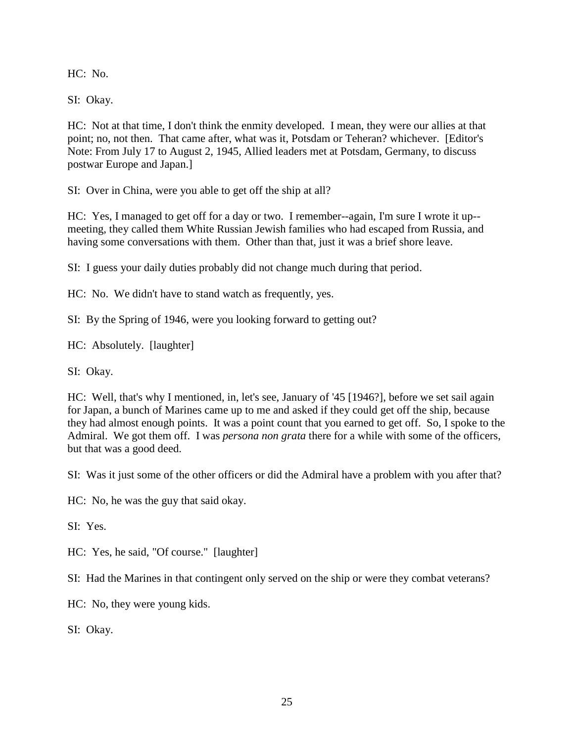HC: No.

SI: Okay.

HC: Not at that time, I don't think the enmity developed. I mean, they were our allies at that point; no, not then. That came after, what was it, Potsdam or Teheran? whichever. [Editor's Note: From July 17 to August 2, 1945, Allied leaders met at Potsdam, Germany, to discuss postwar Europe and Japan.]

SI: Over in China, were you able to get off the ship at all?

HC: Yes, I managed to get off for a day or two. I remember--again, I'm sure I wrote it up--meeting, they called them White Russian Jewish families who had escaped from Russia, and having some conversations with them. Other than that, just it was a brief shore leave.

SI: I guess your daily duties probably did not change much during that period.

HC: No. We didn't have to stand watch as frequently, yes.

SI: By the Spring of 1946, were you looking forward to getting out?

HC: Absolutely. [laughter]

SI: Okay.

HC: Well, that's why I mentioned, in, let's see, January of '45 [1946?], before we set sail again for Japan, a bunch of Marines came up to me and asked if they could get off the ship, because they had almost enough points. It was a point count that you earned to get off. So, I spoke to the Admiral. We got them off. I was *persona non grata* there for a while with some of the officers, but that was a good deed.

SI: Was it just some of the other officers or did the Admiral have a problem with you after that?

HC: No, he was the guy that said okay.

SI: Yes.

HC: Yes, he said, "Of course." [laughter]

SI: Had the Marines in that contingent only served on the ship or were they combat veterans?

HC: No, they were young kids.

SI: Okay.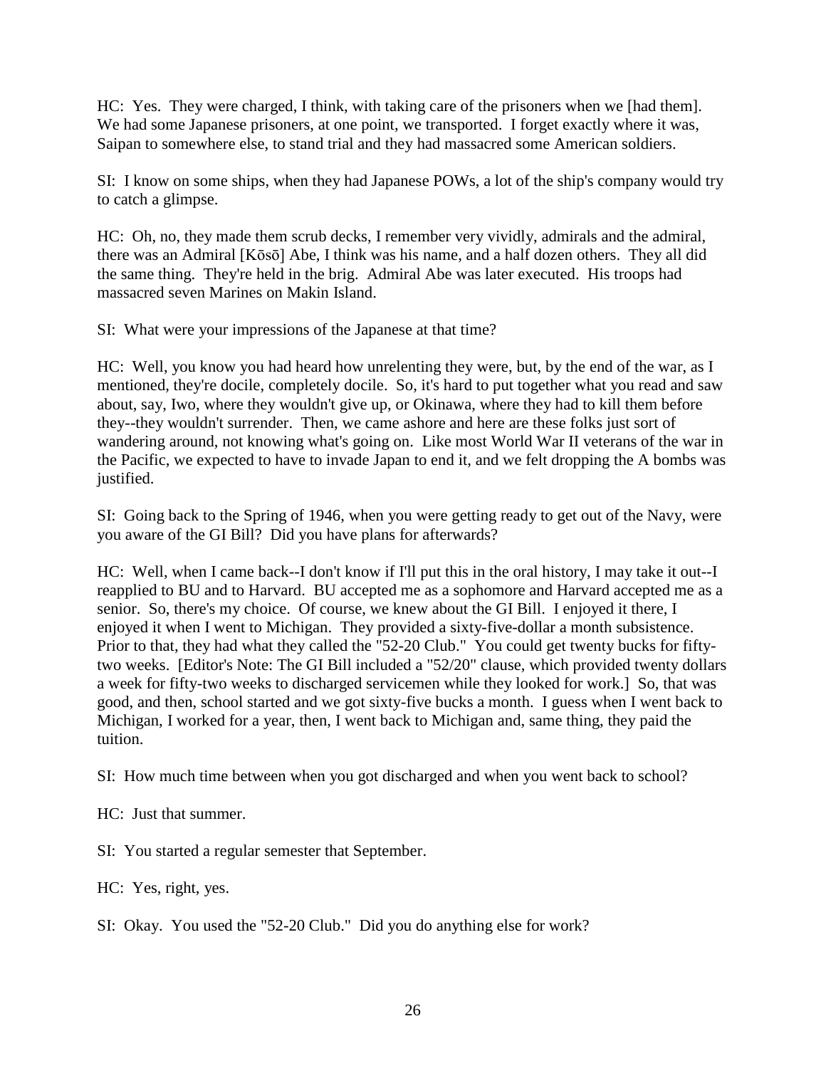HC: Yes. They were charged, I think, with taking care of the prisoners when we [had them]. We had some Japanese prisoners, at one point, we transported. I forget exactly where it was, Saipan to somewhere else, to stand trial and they had massacred some American soldiers.

SI: I know on some ships, when they had Japanese POWs, a lot of the ship's company would try to catch a glimpse.

HC: Oh, no, they made them scrub decks, I remember very vividly, admirals and the admiral, there was an Admiral [Kōsō] Abe, I think was his name, and a half dozen others. They all did the same thing. They're held in the brig. Admiral Abe was later executed. His troops had massacred seven Marines on Makin Island.

SI: What were your impressions of the Japanese at that time?

HC: Well, you know you had heard how unrelenting they were, but, by the end of the war, as I mentioned, they're docile, completely docile. So, it's hard to put together what you read and saw about, say, Iwo, where they wouldn't give up, or Okinawa, where they had to kill them before they--they wouldn't surrender. Then, we came ashore and here are these folks just sort of wandering around, not knowing what's going on. Like most World War II veterans of the war in the Pacific, we expected to have to invade Japan to end it, and we felt dropping the A bombs was justified.

SI: Going back to the Spring of 1946, when you were getting ready to get out of the Navy, were you aware of the GI Bill? Did you have plans for afterwards?

HC: Well, when I came back--I don't know if I'll put this in the oral history, I may take it out--I reapplied to BU and to Harvard. BU accepted me as a sophomore and Harvard accepted me as a senior. So, there's my choice. Of course, we knew about the GI Bill. I enjoyed it there, I enjoyed it when I went to Michigan. They provided a sixty-five-dollar a month subsistence. Prior to that, they had what they called the "52-20 Club." You could get twenty bucks for fifty-two weeks. [Editor's Note: The GI Bill included a "52/20" clause, which provided twenty dollars a week for fifty-two weeks to discharged servicemen while they looked for work.] So, that was good, and then, school started and we got sixty-five bucks a month. I guess when I went back to Michigan, I worked for a year, then, I went back to Michigan and, same thing, they paid the tuition.

SI: How much time between when you got discharged and when you went back to school?

HC: Just that summer.

SI: You started a regular semester that September.

HC: Yes, right, yes.

SI: Okay. You used the "52-20 Club." Did you do anything else for work?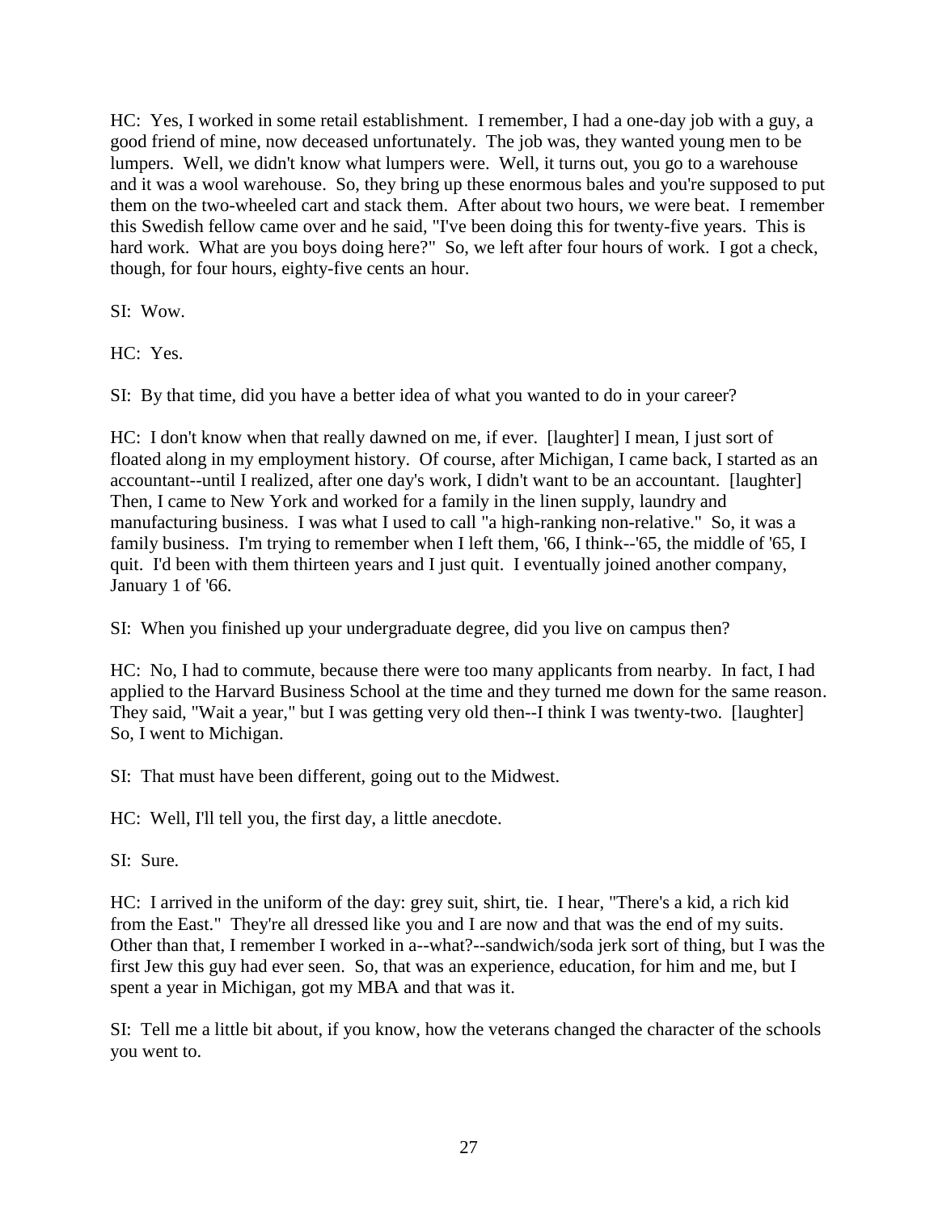HC: Yes, I worked in some retail establishment. I remember, I had a one-day job with a guy, a good friend of mine, now deceased unfortunately. The job was, they wanted young men to be lumpers. Well, we didn't know what lumpers were. Well, it turns out, you go to a warehouse and it was a wool warehouse. So, they bring up these enormous bales and you're supposed to put them on the two-wheeled cart and stack them. After about two hours, we were beat. I remember this Swedish fellow came over and he said, "I've been doing this for twenty-five years. This is hard work. What are you boys doing here?" So, we left after four hours of work. I got a check, though, for four hours, eighty-five cents an hour.

SI: Wow.

HC: Yes.

SI: By that time, did you have a better idea of what you wanted to do in your career?

HC: I don't know when that really dawned on me, if ever. [laughter] I mean, I just sort of floated along in my employment history. Of course, after Michigan, I came back, I started as an accountant--until I realized, after one day's work, I didn't want to be an accountant. [laughter] Then, I came to New York and worked for a family in the linen supply, laundry and manufacturing business. I was what I used to call "a high-ranking non-relative." So, it was a family business. I'm trying to remember when I left them, '66, I think--'65, the middle of '65, I quit. I'd been with them thirteen years and I just quit. I eventually joined another company, January 1 of '66.

SI: When you finished up your undergraduate degree, did you live on campus then?

HC: No, I had to commute, because there were too many applicants from nearby. In fact, I had applied to the Harvard Business School at the time and they turned me down for the same reason. They said, "Wait a year," but I was getting very old then--I think I was twenty-two. [laughter] So, I went to Michigan.

SI: That must have been different, going out to the Midwest.

HC: Well, I'll tell you, the first day, a little anecdote.

SI: Sure.

HC: I arrived in the uniform of the day: grey suit, shirt, tie. I hear, "There's a kid, a rich kid from the East." They're all dressed like you and I are now and that was the end of my suits. Other than that, I remember I worked in a--what?--sandwich/soda jerk sort of thing, but I was the first Jew this guy had ever seen. So, that was an experience, education, for him and me, but I spent a year in Michigan, got my MBA and that was it.

SI: Tell me a little bit about, if you know, how the veterans changed the character of the schools you went to.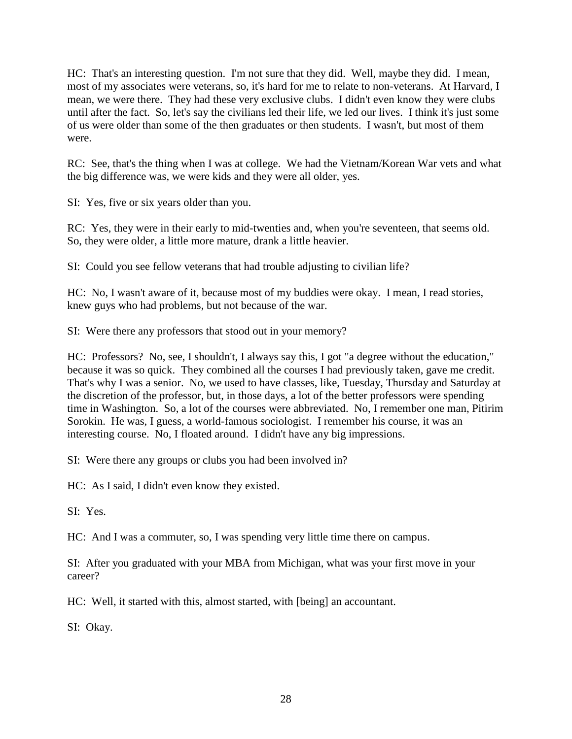HC: That's an interesting question. I'm not sure that they did. Well, maybe they did. I mean, most of my associates were veterans, so, it's hard for me to relate to non-veterans. At Harvard, I mean, we were there. They had these very exclusive clubs. I didn't even know they were clubs until after the fact. So, let's say the civilians led their life, we led our lives. I think it's just some of us were older than some of the then graduates or then students. I wasn't, but most of them were.

RC: See, that's the thing when I was at college. We had the Vietnam/Korean War vets and what the big difference was, we were kids and they were all older, yes.

SI: Yes, five or six years older than you.

RC: Yes, they were in their early to mid-twenties and, when you're seventeen, that seems old. So, they were older, a little more mature, drank a little heavier.

SI: Could you see fellow veterans that had trouble adjusting to civilian life?

HC: No, I wasn't aware of it, because most of my buddies were okay. I mean, I read stories, knew guys who had problems, but not because of the war.

SI: Were there any professors that stood out in your memory?

HC: Professors? No, see, I shouldn't, I always say this, I got "a degree without the education," because it was so quick. They combined all the courses I had previously taken, gave me credit. That's why I was a senior. No, we used to have classes, like, Tuesday, Thursday and Saturday at the discretion of the professor, but, in those days, a lot of the better professors were spending time in Washington. So, a lot of the courses were abbreviated. No, I remember one man, Pitirim Sorokin. He was, I guess, a world-famous sociologist. I remember his course, it was an interesting course. No, I floated around. I didn't have any big impressions.

SI: Were there any groups or clubs you had been involved in?

HC: As I said, I didn't even know they existed.

SI: Yes.

HC: And I was a commuter, so, I was spending very little time there on campus.

SI: After you graduated with your MBA from Michigan, what was your first move in your career?

HC: Well, it started with this, almost started, with [being] an accountant.

SI: Okay.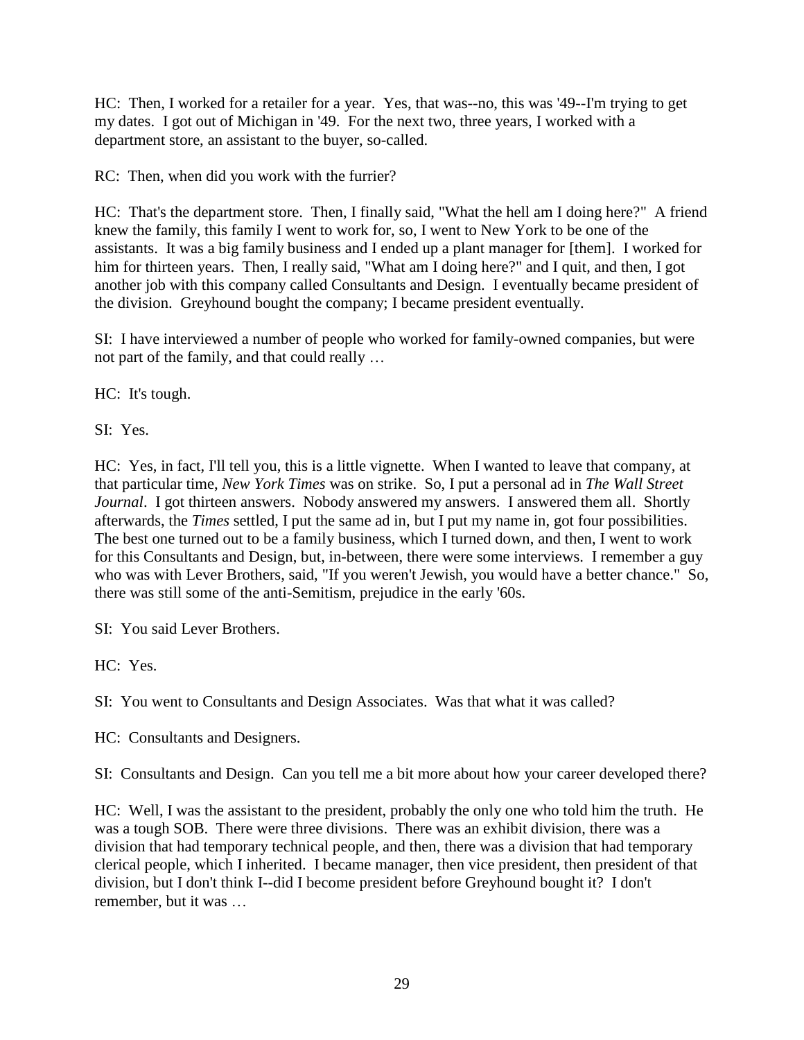HC: Then, I worked for a retailer for a year. Yes, that was--no, this was '49--I'm trying to get my dates. I got out of Michigan in '49. For the next two, three years, I worked with a department store, an assistant to the buyer, so-called.

RC: Then, when did you work with the furrier?

HC: That's the department store. Then, I finally said, "What the hell am I doing here?" A friend knew the family, this family I went to work for, so, I went to New York to be one of the assistants. It was a big family business and I ended up a plant manager for [them]. I worked for him for thirteen years. Then, I really said, "What am I doing here?" and I quit, and then, I got another job with this company called Consultants and Design. I eventually became president of the division. Greyhound bought the company; I became president eventually.

SI: I have interviewed a number of people who worked for family-owned companies, but were not part of the family, and that could really …

HC: It's tough.

SI: Yes.

HC: Yes, in fact, I'll tell you, this is a little vignette. When I wanted to leave that company, at that particular time, *New York Times* was on strike. So, I put a personal ad in *The Wall Street Journal*. I got thirteen answers. Nobody answered my answers. I answered them all. Shortly afterwards, the *Times* settled, I put the same ad in, but I put my name in, got four possibilities. The best one turned out to be a family business, which I turned down, and then, I went to work for this Consultants and Design, but, in-between, there were some interviews. I remember a guy who was with Lever Brothers, said, "If you weren't Jewish, you would have a better chance." So, there was still some of the anti-Semitism, prejudice in the early '60s.

SI: You said Lever Brothers.

HC: Yes.

SI: You went to Consultants and Design Associates. Was that what it was called?

HC: Consultants and Designers.

SI: Consultants and Design. Can you tell me a bit more about how your career developed there?

HC: Well, I was the assistant to the president, probably the only one who told him the truth. He was a tough SOB. There were three divisions. There was an exhibit division, there was a division that had temporary technical people, and then, there was a division that had temporary clerical people, which I inherited. I became manager, then vice president, then president of that division, but I don't think I--did I become president before Greyhound bought it? I don't remember, but it was …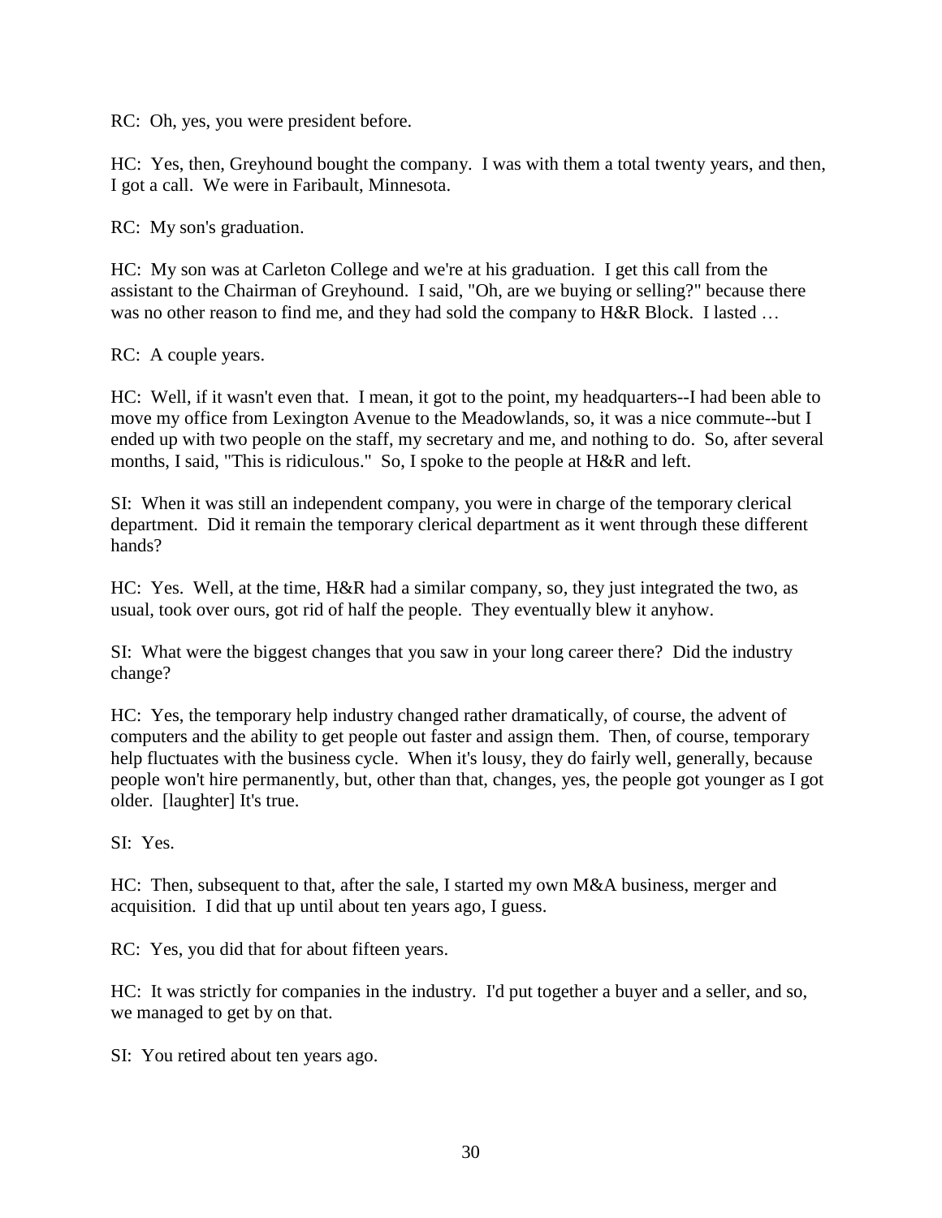RC: Oh, yes, you were president before.

HC: Yes, then, Greyhound bought the company. I was with them a total twenty years, and then, I got a call. We were in Faribault, Minnesota.

RC: My son's graduation.

HC: My son was at Carleton College and we're at his graduation. I get this call from the assistant to the Chairman of Greyhound. I said, "Oh, are we buying or selling?" because there was no other reason to find me, and they had sold the company to H&R Block. I lasted …

RC: A couple years.

HC: Well, if it wasn't even that. I mean, it got to the point, my headquarters--I had been able to move my office from Lexington Avenue to the Meadowlands, so, it was a nice commute--but I ended up with two people on the staff, my secretary and me, and nothing to do. So, after several months, I said, "This is ridiculous." So, I spoke to the people at H&R and left.

SI: When it was still an independent company, you were in charge of the temporary clerical department. Did it remain the temporary clerical department as it went through these different hands?

HC: Yes. Well, at the time, H&R had a similar company, so, they just integrated the two, as usual, took over ours, got rid of half the people. They eventually blew it anyhow.

SI: What were the biggest changes that you saw in your long career there? Did the industry change?

HC: Yes, the temporary help industry changed rather dramatically, of course, the advent of computers and the ability to get people out faster and assign them. Then, of course, temporary help fluctuates with the business cycle. When it's lousy, they do fairly well, generally, because people won't hire permanently, but, other than that, changes, yes, the people got younger as I got older. [laughter] It's true.

SI: Yes.

HC: Then, subsequent to that, after the sale, I started my own M&A business, merger and acquisition. I did that up until about ten years ago, I guess.

RC: Yes, you did that for about fifteen years.

HC: It was strictly for companies in the industry. I'd put together a buyer and a seller, and so, we managed to get by on that.

SI: You retired about ten years ago.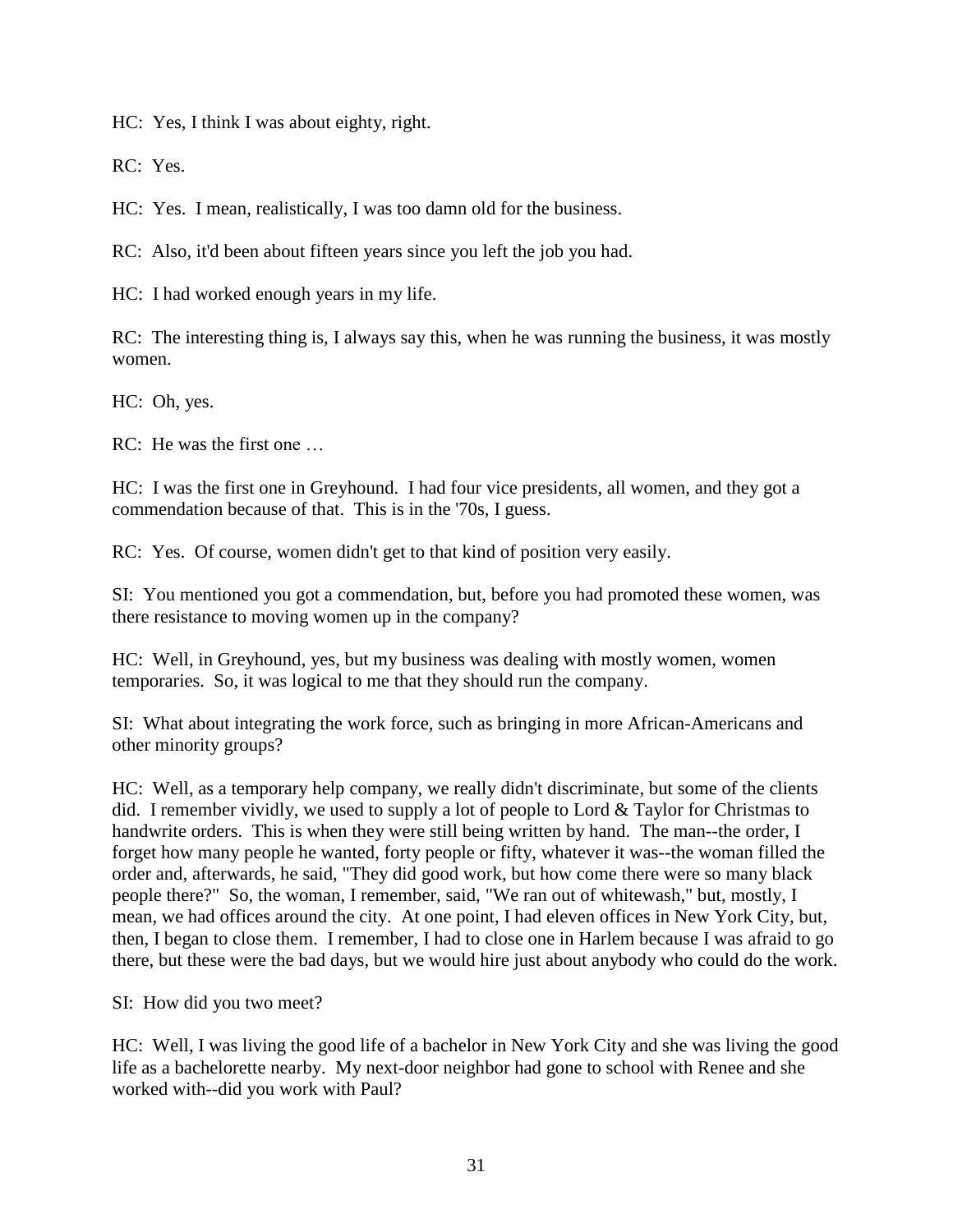HC: Yes, I think I was about eighty, right.

RC: Yes.

HC: Yes. I mean, realistically, I was too damn old for the business.

RC: Also, it'd been about fifteen years since you left the job you had.

HC: I had worked enough years in my life.

RC: The interesting thing is, I always say this, when he was running the business, it was mostly women.

HC: Oh, yes.

RC: He was the first one …

HC: I was the first one in Greyhound. I had four vice presidents, all women, and they got a commendation because of that. This is in the '70s, I guess.

RC: Yes. Of course, women didn't get to that kind of position very easily.

SI: You mentioned you got a commendation, but, before you had promoted these women, was there resistance to moving women up in the company?

HC: Well, in Greyhound, yes, but my business was dealing with mostly women, women temporaries. So, it was logical to me that they should run the company.

SI: What about integrating the work force, such as bringing in more African-Americans and other minority groups?

HC: Well, as a temporary help company, we really didn't discriminate, but some of the clients did. I remember vividly, we used to supply a lot of people to Lord & Taylor for Christmas to handwrite orders. This is when they were still being written by hand. The man--the order, I forget how many people he wanted, forty people or fifty, whatever it was--the woman filled the order and, afterwards, he said, "They did good work, but how come there were so many black people there?" So, the woman, I remember, said, "We ran out of whitewash," but, mostly, I mean, we had offices around the city. At one point, I had eleven offices in New York City, but, then, I began to close them. I remember, I had to close one in Harlem because I was afraid to go there, but these were the bad days, but we would hire just about anybody who could do the work.

SI: How did you two meet?

HC: Well, I was living the good life of a bachelor in New York City and she was living the good life as a bachelorette nearby. My next-door neighbor had gone to school with Renee and she worked with--did you work with Paul?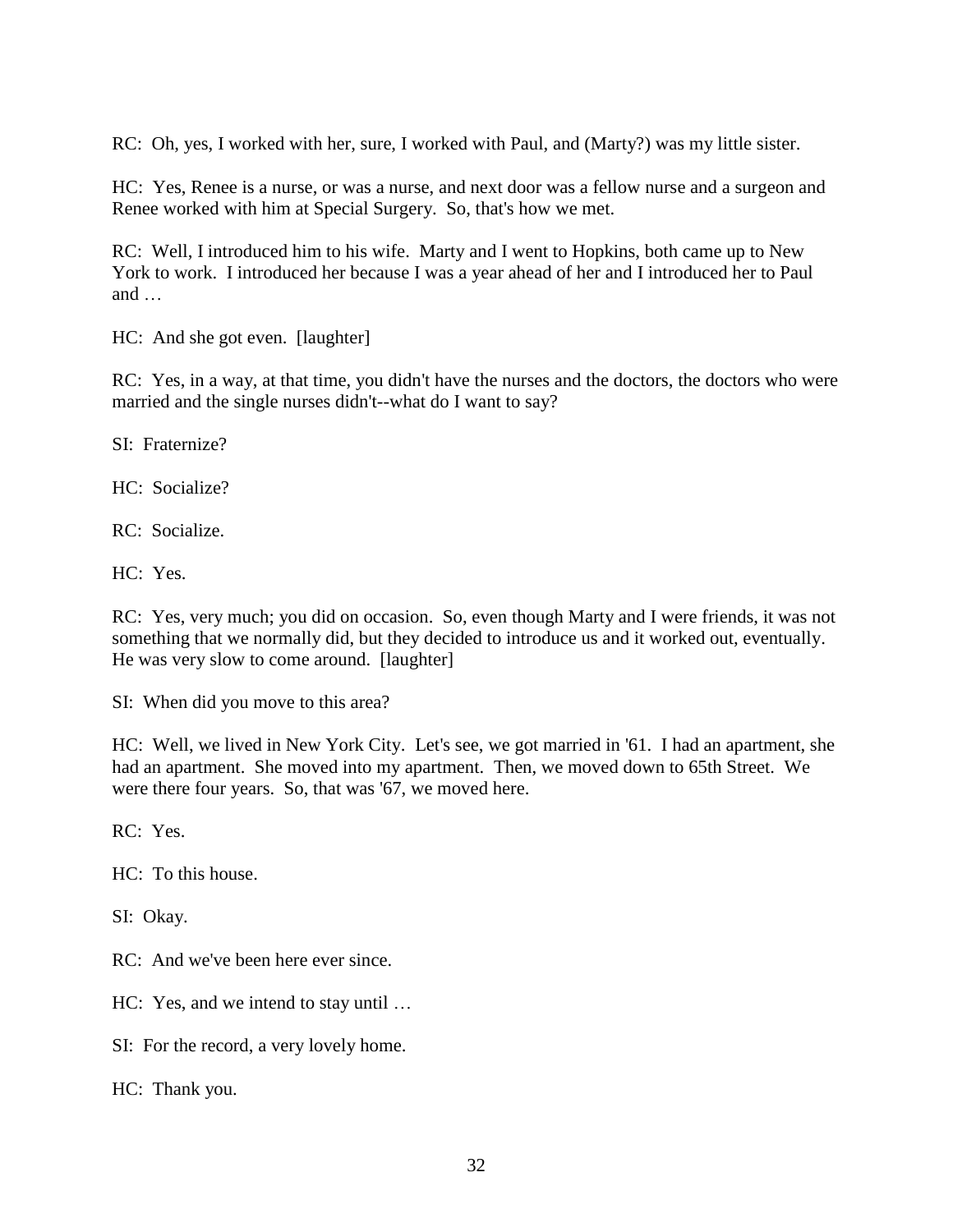RC: Oh, yes, I worked with her, sure, I worked with Paul, and (Marty?) was my little sister.

HC: Yes, Renee is a nurse, or was a nurse, and next door was a fellow nurse and a surgeon and Renee worked with him at Special Surgery. So, that's how we met.

RC: Well, I introduced him to his wife. Marty and I went to Hopkins, both came up to New York to work. I introduced her because I was a year ahead of her and I introduced her to Paul and …

HC: And she got even. [laughter]

RC: Yes, in a way, at that time, you didn't have the nurses and the doctors, the doctors who were married and the single nurses didn't--what do I want to say?

SI: Fraternize?

HC: Socialize?

RC: Socialize.

HC: Yes.

RC: Yes, very much; you did on occasion. So, even though Marty and I were friends, it was not something that we normally did, but they decided to introduce us and it worked out, eventually. He was very slow to come around. [laughter]

SI: When did you move to this area?

HC: Well, we lived in New York City. Let's see, we got married in '61. I had an apartment, she had an apartment. She moved into my apartment. Then, we moved down to 65th Street. We were there four years. So, that was '67, we moved here.

RC: Yes.

HC: To this house.

SI: Okay.

RC: And we've been here ever since.

HC: Yes, and we intend to stay until …

SI: For the record, a very lovely home.

HC: Thank you.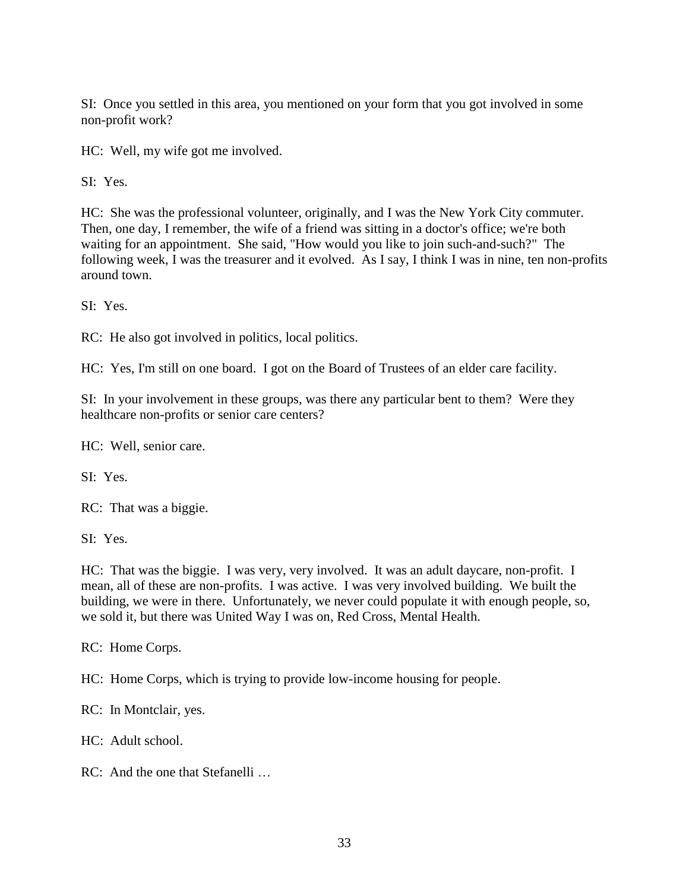SI: Once you settled in this area, you mentioned on your form that you got involved in some non-profit work?

HC: Well, my wife got me involved.

SI: Yes.

HC: She was the professional volunteer, originally, and I was the New York City commuter. Then, one day, I remember, the wife of a friend was sitting in a doctor's office; we're both waiting for an appointment. She said, "How would you like to join such-and-such?" The following week, I was the treasurer and it evolved. As I say, I think I was in nine, ten non-profits around town.

SI: Yes.

RC: He also got involved in politics, local politics.

HC: Yes, I'm still on one board. I got on the Board of Trustees of an elder care facility.

SI: In your involvement in these groups, was there any particular bent to them? Were they healthcare non-profits or senior care centers?

HC: Well, senior care.

SI: Yes.

RC: That was a biggie.

SI: Yes.

HC: That was the biggie. I was very, very involved. It was an adult daycare, non-profit. I mean, all of these are non-profits. I was active. I was very involved building. We built the building, we were in there. Unfortunately, we never could populate it with enough people, so, we sold it, but there was United Way I was on, Red Cross, Mental Health.

RC: Home Corps.

HC: Home Corps, which is trying to provide low-income housing for people.

RC: In Montclair, yes.

HC: Adult school.

RC: And the one that Stefanelli …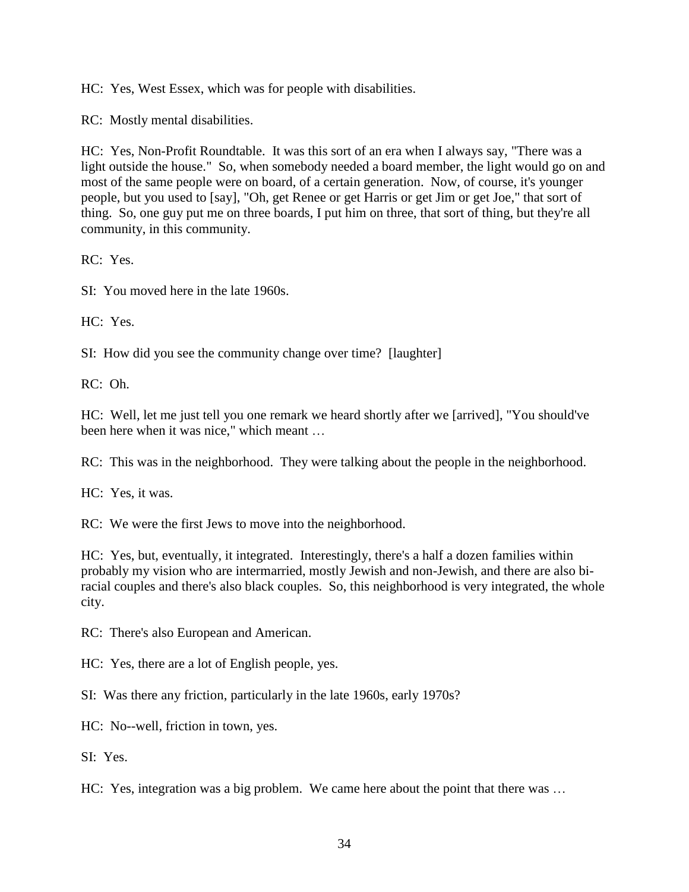HC: Yes, West Essex, which was for people with disabilities.

RC: Mostly mental disabilities.

HC: Yes, Non-Profit Roundtable. It was this sort of an era when I always say, "There was a light outside the house." So, when somebody needed a board member, the light would go on and most of the same people were on board, of a certain generation. Now, of course, it's younger people, but you used to [say], "Oh, get Renee or get Harris or get Jim or get Joe," that sort of thing. So, one guy put me on three boards, I put him on three, that sort of thing, but they're all community, in this community.

RC: Yes.

SI: You moved here in the late 1960s.

HC: Yes.

SI: How did you see the community change over time? [laughter]

RC: Oh.

HC: Well, let me just tell you one remark we heard shortly after we [arrived], "You should've been here when it was nice," which meant …

RC: This was in the neighborhood. They were talking about the people in the neighborhood.

HC: Yes, it was.

RC: We were the first Jews to move into the neighborhood.

HC: Yes, but, eventually, it integrated. Interestingly, there's a half a dozen families within probably my vision who are intermarried, mostly Jewish and non-Jewish, and there are also bi-racial couples and there's also black couples. So, this neighborhood is very integrated, the whole city.

RC: There's also European and American.

HC: Yes, there are a lot of English people, yes.

SI: Was there any friction, particularly in the late 1960s, early 1970s?

HC: No--well, friction in town, yes.

SI: Yes.

HC: Yes, integration was a big problem. We came here about the point that there was …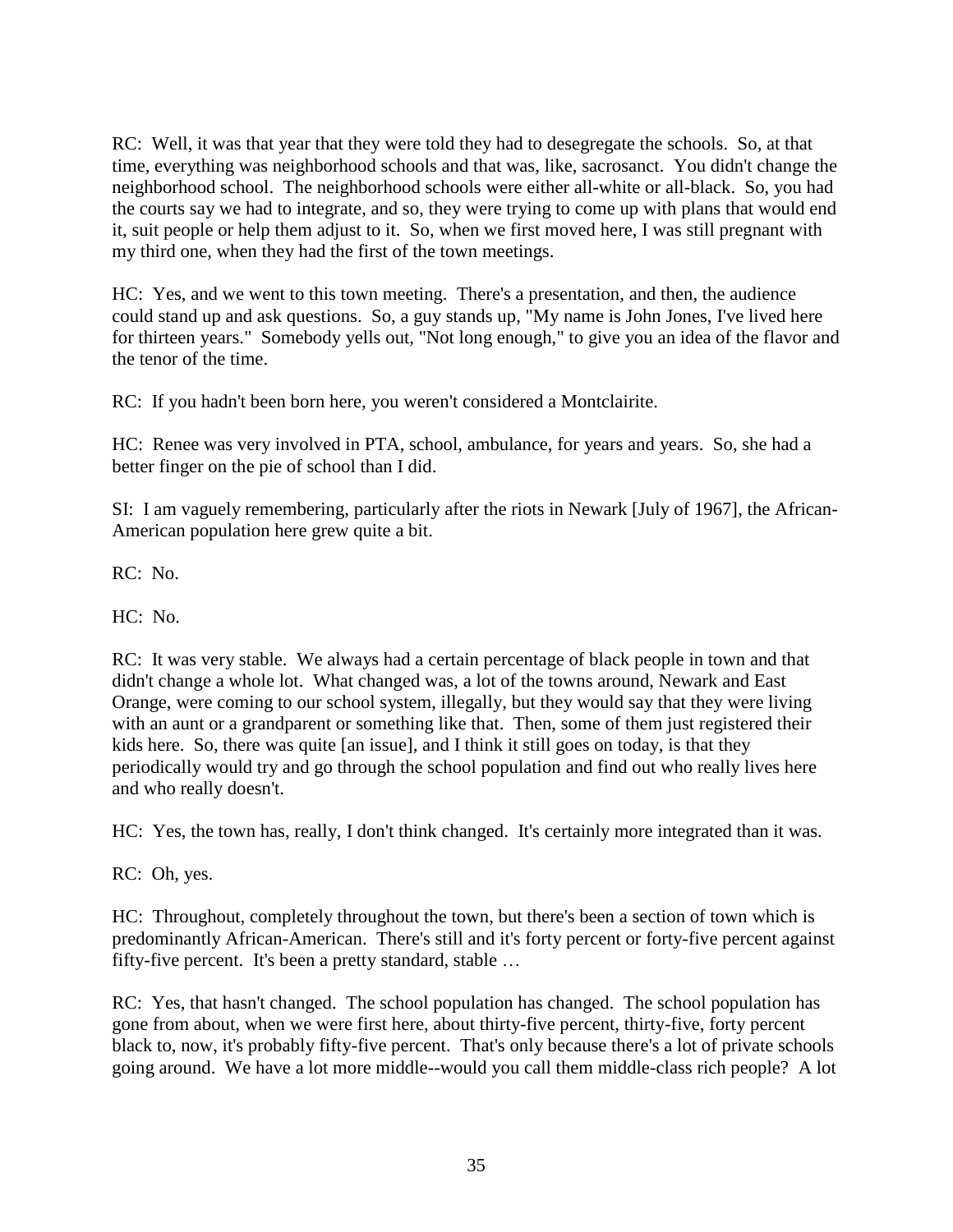RC: Well, it was that year that they were told they had to desegregate the schools. So, at that time, everything was neighborhood schools and that was, like, sacrosanct. You didn't change the neighborhood school. The neighborhood schools were either all-white or all-black. So, you had the courts say we had to integrate, and so, they were trying to come up with plans that would end it, suit people or help them adjust to it. So, when we first moved here, I was still pregnant with my third one, when they had the first of the town meetings.

HC: Yes, and we went to this town meeting. There's a presentation, and then, the audience could stand up and ask questions. So, a guy stands up, "My name is John Jones, I've lived here for thirteen years." Somebody yells out, "Not long enough," to give you an idea of the flavor and the tenor of the time.

RC: If you hadn't been born here, you weren't considered a Montclairite.

HC: Renee was very involved in PTA, school, ambulance, for years and years. So, she had a better finger on the pie of school than I did.

SI: I am vaguely remembering, particularly after the riots in Newark [July of 1967], the African-American population here grew quite a bit.

RC: No.

HC: No.

RC: It was very stable. We always had a certain percentage of black people in town and that didn't change a whole lot. What changed was, a lot of the towns around, Newark and East Orange, were coming to our school system, illegally, but they would say that they were living with an aunt or a grandparent or something like that. Then, some of them just registered their kids here. So, there was quite [an issue], and I think it still goes on today, is that they periodically would try and go through the school population and find out who really lives here and who really doesn't.

HC: Yes, the town has, really, I don't think changed. It's certainly more integrated than it was.

RC: Oh, yes.

HC: Throughout, completely throughout the town, but there's been a section of town which is predominantly African-American. There's still and it's forty percent or forty-five percent against fifty-five percent. It's been a pretty standard, stable …

RC: Yes, that hasn't changed. The school population has changed. The school population has gone from about, when we were first here, about thirty-five percent, thirty-five, forty percent black to, now, it's probably fifty-five percent. That's only because there's a lot of private schools going around. We have a lot more middle--would you call them middle-class rich people? A lot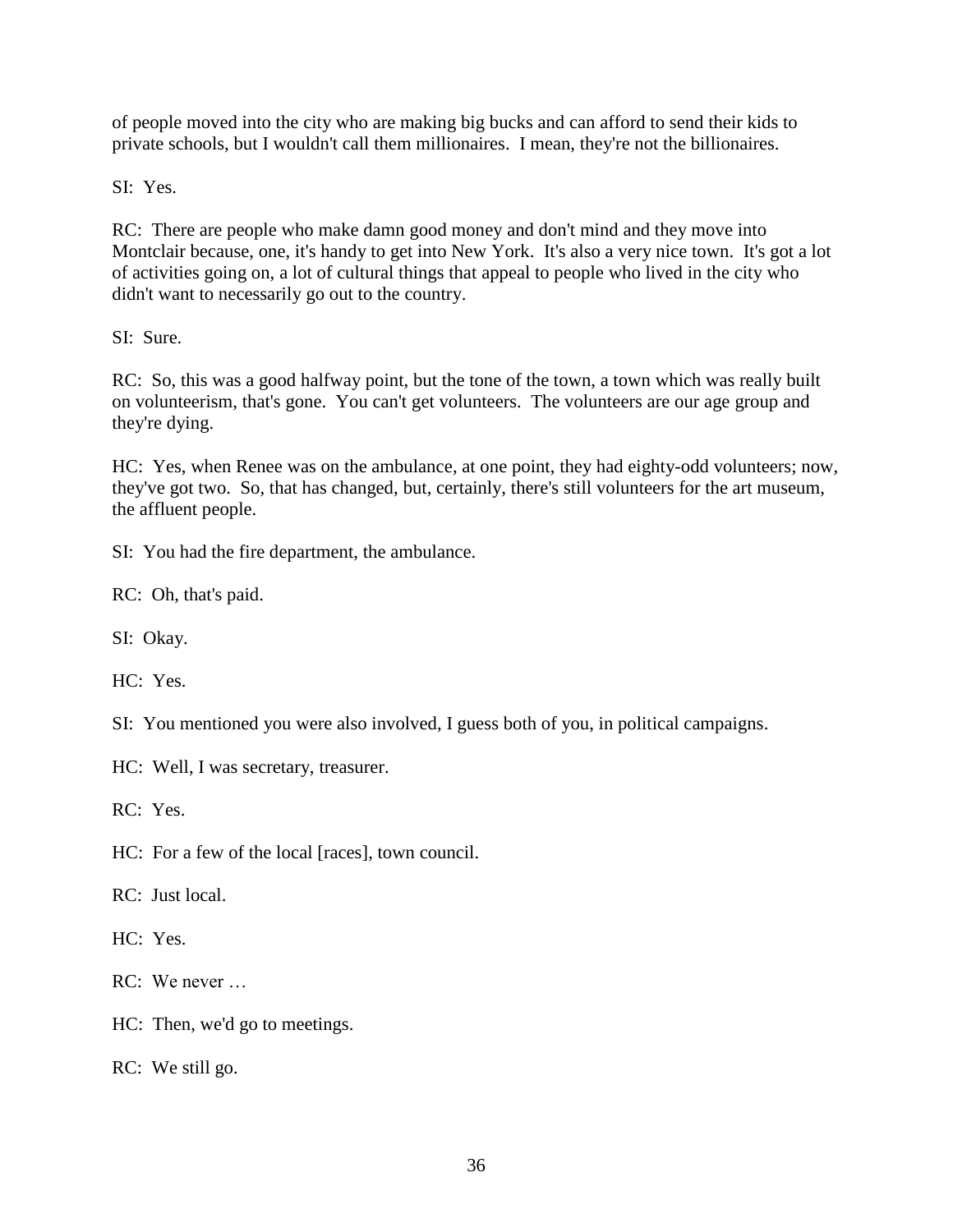of people moved into the city who are making big bucks and can afford to send their kids to private schools, but I wouldn't call them millionaires.  I mean, they're not the billionaires.

SI:  Yes.

RC:  There are people who make damn good money and don't mind and they move into Montclair because, one, it's handy to get into New York.  It's also a very nice town.  It's got a lot of activities going on, a lot of cultural things that appeal to people who lived in the city who didn't want to necessarily go out to the country.

SI:  Sure.

RC:  So, this was a good halfway point, but the tone of the town, a town which was really built on volunteerism, that's gone.  You can't get volunteers.  The volunteers are our age group and they're dying.

HC:  Yes, when Renee was on the ambulance, at one point, they had eighty-odd volunteers; now, they've got two.  So, that has changed, but, certainly, there's still volunteers for the art museum, the affluent people.

SI:  You had the fire department, the ambulance.

RC:  Oh, that's paid.

SI:  Okay.

HC:  Yes.

SI:  You mentioned you were also involved, I guess both of you, in political campaigns.

HC:  Well, I was secretary, treasurer.

RC:  Yes.

HC:  For a few of the local [races], town council.

RC:  Just local.

HC:  Yes.

RC:  We never …

HC:  Then, we'd go to meetings.

RC:  We still go.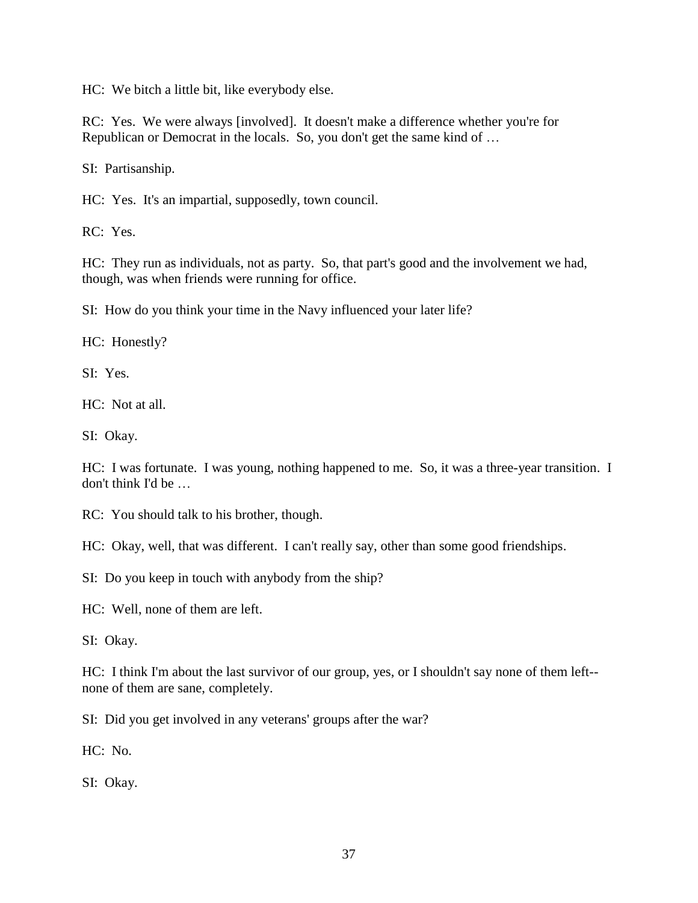HC: We bitch a little bit, like everybody else.

RC: Yes. We were always [involved]. It doesn't make a difference whether you're for Republican or Democrat in the locals. So, you don't get the same kind of …

SI: Partisanship.

HC: Yes. It's an impartial, supposedly, town council.

RC: Yes.

HC: They run as individuals, not as party. So, that part's good and the involvement we had, though, was when friends were running for office.

SI: How do you think your time in the Navy influenced your later life?

HC: Honestly?

SI: Yes.

HC: Not at all.

SI: Okay.

HC: I was fortunate. I was young, nothing happened to me. So, it was a three-year transition. I don't think I'd be …

RC: You should talk to his brother, though.

HC: Okay, well, that was different. I can't really say, other than some good friendships.

SI: Do you keep in touch with anybody from the ship?

HC: Well, none of them are left.

SI: Okay.

HC: I think I'm about the last survivor of our group, yes, or I shouldn't say none of them left--none of them are sane, completely.

SI: Did you get involved in any veterans' groups after the war?

HC: No.

SI: Okay.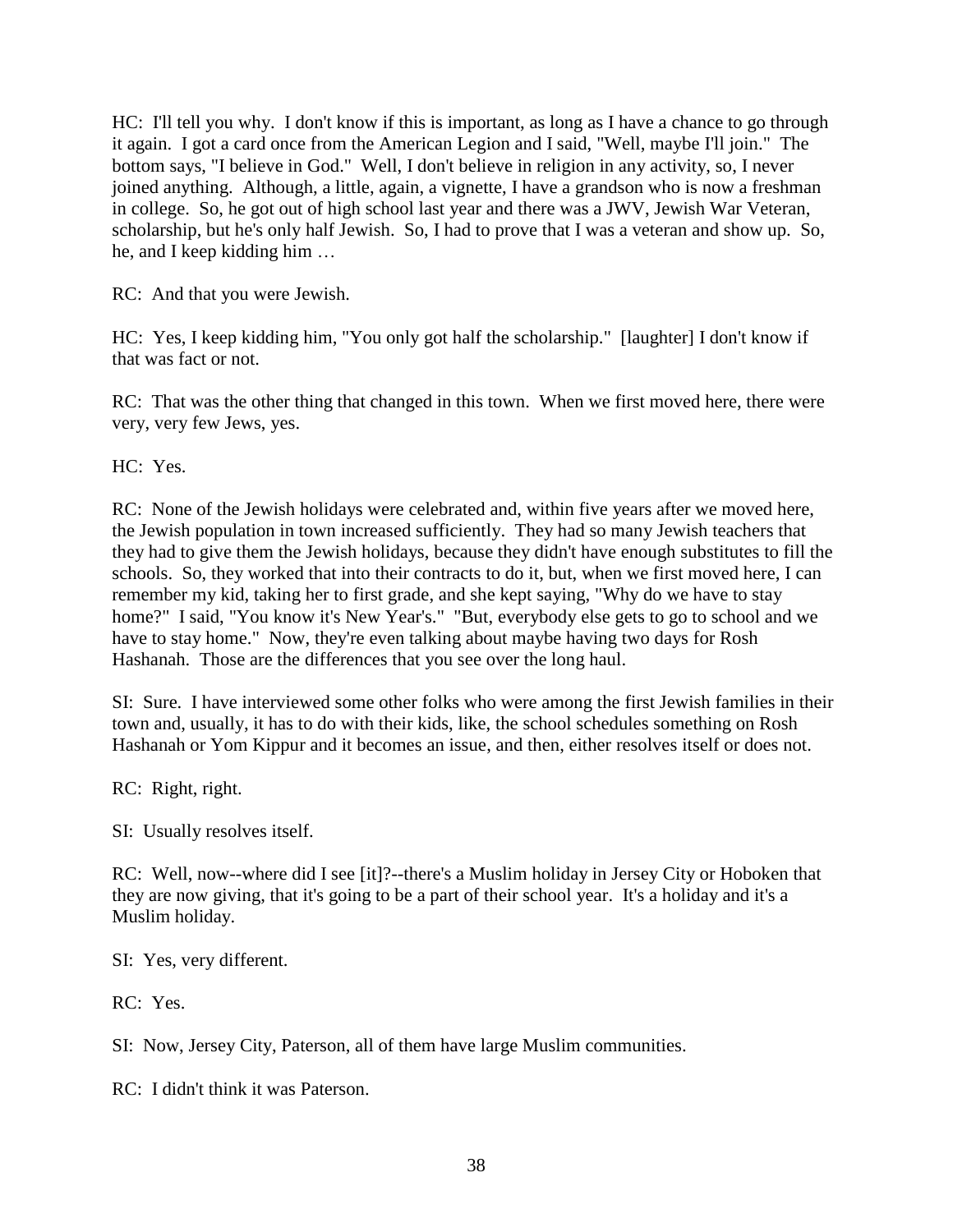HC: I'll tell you why. I don't know if this is important, as long as I have a chance to go through it again. I got a card once from the American Legion and I said, "Well, maybe I'll join." The bottom says, "I believe in God." Well, I don't believe in religion in any activity, so, I never joined anything. Although, a little, again, a vignette, I have a grandson who is now a freshman in college. So, he got out of high school last year and there was a JWV, Jewish War Veteran, scholarship, but he's only half Jewish. So, I had to prove that I was a veteran and show up. So, he, and I keep kidding him …

RC: And that you were Jewish.

HC: Yes, I keep kidding him, "You only got half the scholarship." [laughter] I don't know if that was fact or not.

RC: That was the other thing that changed in this town. When we first moved here, there were very, very few Jews, yes.

HC: Yes.

RC: None of the Jewish holidays were celebrated and, within five years after we moved here, the Jewish population in town increased sufficiently. They had so many Jewish teachers that they had to give them the Jewish holidays, because they didn't have enough substitutes to fill the schools. So, they worked that into their contracts to do it, but, when we first moved here, I can remember my kid, taking her to first grade, and she kept saying, "Why do we have to stay home?" I said, "You know it's New Year's." "But, everybody else gets to go to school and we have to stay home." Now, they're even talking about maybe having two days for Rosh Hashanah. Those are the differences that you see over the long haul.

SI: Sure. I have interviewed some other folks who were among the first Jewish families in their town and, usually, it has to do with their kids, like, the school schedules something on Rosh Hashanah or Yom Kippur and it becomes an issue, and then, either resolves itself or does not.

RC: Right, right.

SI: Usually resolves itself.

RC: Well, now--where did I see [it]?--there's a Muslim holiday in Jersey City or Hoboken that they are now giving, that it's going to be a part of their school year. It's a holiday and it's a Muslim holiday.

SI: Yes, very different.

RC: Yes.

SI: Now, Jersey City, Paterson, all of them have large Muslim communities.

RC: I didn't think it was Paterson.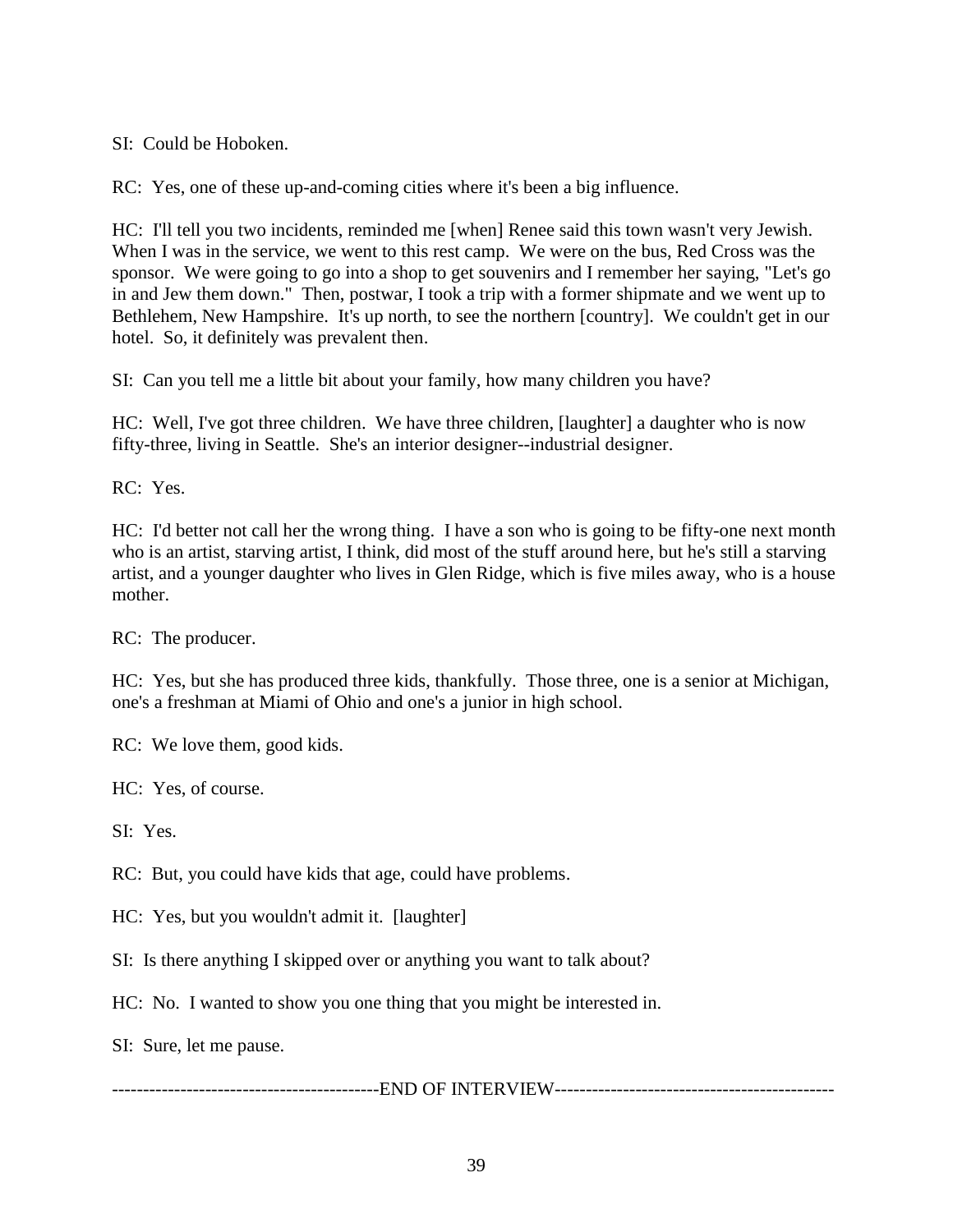SI: Could be Hoboken.

RC: Yes, one of these up-and-coming cities where it's been a big influence.

HC: I'll tell you two incidents, reminded me [when] Renee said this town wasn't very Jewish. When I was in the service, we went to this rest camp. We were on the bus, Red Cross was the sponsor. We were going to go into a shop to get souvenirs and I remember her saying, "Let's go in and Jew them down." Then, postwar, I took a trip with a former shipmate and we went up to Bethlehem, New Hampshire. It's up north, to see the northern [country]. We couldn't get in our hotel. So, it definitely was prevalent then.

SI: Can you tell me a little bit about your family, how many children you have?

HC: Well, I've got three children. We have three children, [laughter] a daughter who is now fifty-three, living in Seattle. She's an interior designer--industrial designer.

RC: Yes.

HC: I'd better not call her the wrong thing. I have a son who is going to be fifty-one next month who is an artist, starving artist, I think, did most of the stuff around here, but he's still a starving artist, and a younger daughter who lives in Glen Ridge, which is five miles away, who is a house mother.

RC: The producer.

HC: Yes, but she has produced three kids, thankfully. Those three, one is a senior at Michigan, one's a freshman at Miami of Ohio and one's a junior in high school.

RC: We love them, good kids.

HC: Yes, of course.

SI: Yes.

RC: But, you could have kids that age, could have problems.

HC: Yes, but you wouldn't admit it. [laughter]

SI: Is there anything I skipped over or anything you want to talk about?

HC: No. I wanted to show you one thing that you might be interested in.

SI: Sure, let me pause.

-------------------------------------------END OF INTERVIEW--------------------------------------------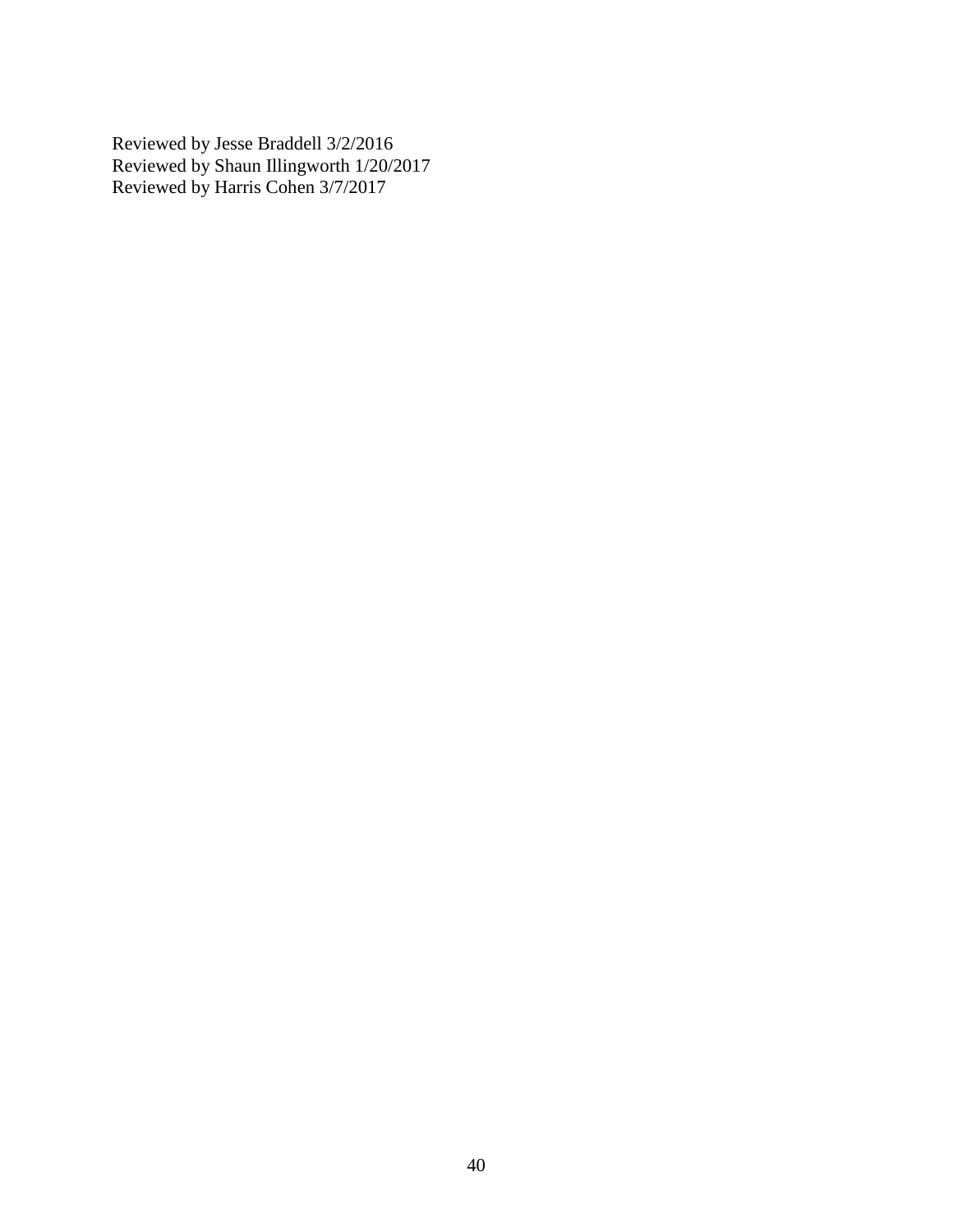Reviewed by Jesse Braddell 3/2/2016
Reviewed by Shaun Illingworth 1/20/2017
Reviewed by Harris Cohen 3/7/2017